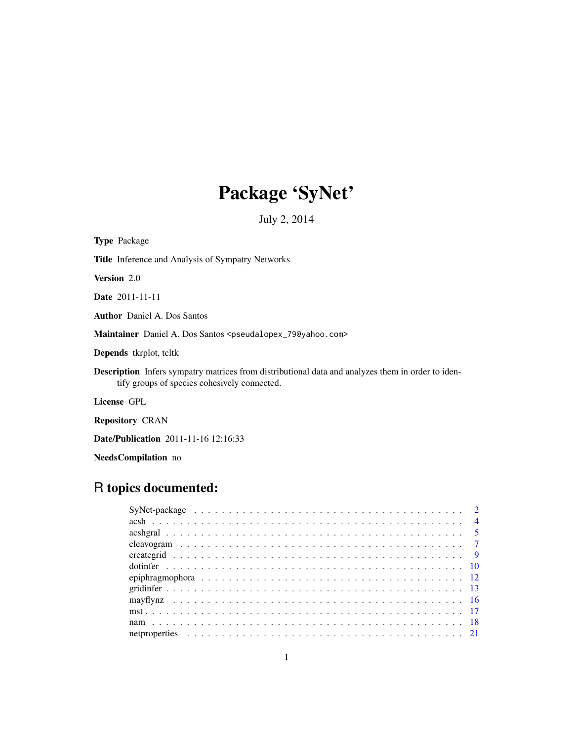# Package 'SyNet'

July 2, 2014

**Type** Package

**Title** Inference and Analysis of Sympatry Networks

**Version** 2.0

**Date** 2011-11-11

**Author** Daniel A. Dos Santos

**Maintainer** Daniel A. Dos Santos <pseudalopex_79@yahoo.com>

**Depends** tkrplot, tcltk

**Description** Infers sympatry matrices from distributional data and analyzes them in order to identify groups of species cohesively connected.

**License** GPL

**Repository** CRAN

**Date/Publication** 2011-11-16 12:16:33

**NeedsCompilation** no

## R topics documented:

| | |
|---|---|
| SyNet-package | 2 |
| acsh | 4 |
| acshgral | 5 |
| cleavogram | 7 |
| creategrid | 9 |
| dotinfer | 10 |
| epiphragmophora | 12 |
| gridinfer | 13 |
| mayflynz | 16 |
| mst | 17 |
| nam | 18 |
| netproperties | 21 |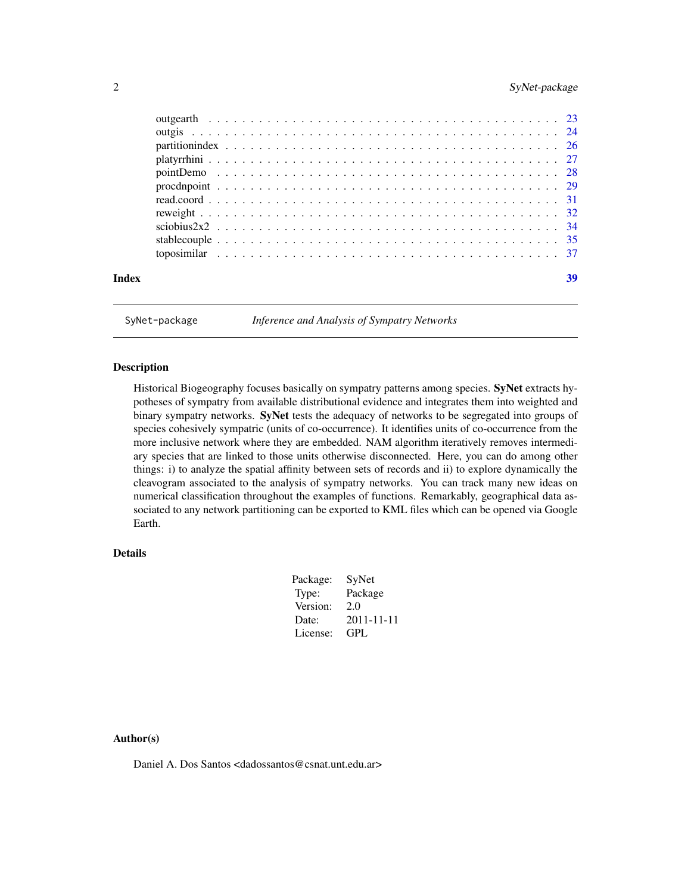outgearth . . . . . . . . . . . . . . . . . . . . . . . . . . . . . . . . . . . . . . . . . 23
outgis . . . . . . . . . . . . . . . . . . . . . . . . . . . . . . . . . . . . . . . . . . 24
partitionindex . . . . . . . . . . . . . . . . . . . . . . . . . . . . . . . . . . . . . . 26
platyrrhini . . . . . . . . . . . . . . . . . . . . . . . . . . . . . . . . . . . . . . . . 27
pointDemo . . . . . . . . . . . . . . . . . . . . . . . . . . . . . . . . . . . . . . . . 28
procdnpoint . . . . . . . . . . . . . . . . . . . . . . . . . . . . . . . . . . . . . . . 29
read.coord . . . . . . . . . . . . . . . . . . . . . . . . . . . . . . . . . . . . . . . . 31
reweight . . . . . . . . . . . . . . . . . . . . . . . . . . . . . . . . . . . . . . . . . 32
sciobius2x2 . . . . . . . . . . . . . . . . . . . . . . . . . . . . . . . . . . . . . . . 34
stablecouple . . . . . . . . . . . . . . . . . . . . . . . . . . . . . . . . . . . . . . . 35
toposimilar . . . . . . . . . . . . . . . . . . . . . . . . . . . . . . . . . . . . . . . 37

**Index** **39**

---

`SyNet-package` *Inference and Analysis of Sympatry Networks*

---

## Description

Historical Biogeography focuses basically on sympatry patterns among species. **SyNet** extracts hypotheses of sympatry from available distributional evidence and integrates them into weighted and binary sympatry networks. **SyNet** tests the adequacy of networks to be segregated into groups of species cohesively sympatric (units of co-occurrence). It identifies units of co-occurrence from the more inclusive network where they are embedded. NAM algorithm iteratively removes intermediary species that are linked to those units otherwise disconnected. Here, you can do among other things: i) to analyze the spatial affinity between sets of records and ii) to explore dynamically the cleavogram associated to the analysis of sympatry networks. You can track many new ideas on numerical classification throughout the examples of functions. Remarkably, geographical data associated to any network partitioning can be exported to KML files which can be opened via Google Earth.

## Details

| | |
|---|---|
| Package: | SyNet |
| Type: | Package |
| Version: | 2.0 |
| Date: | 2011-11-11 |
| License: | GPL |

## Author(s)

Daniel A. Dos Santos <dadossantos@csnat.unt.edu.ar>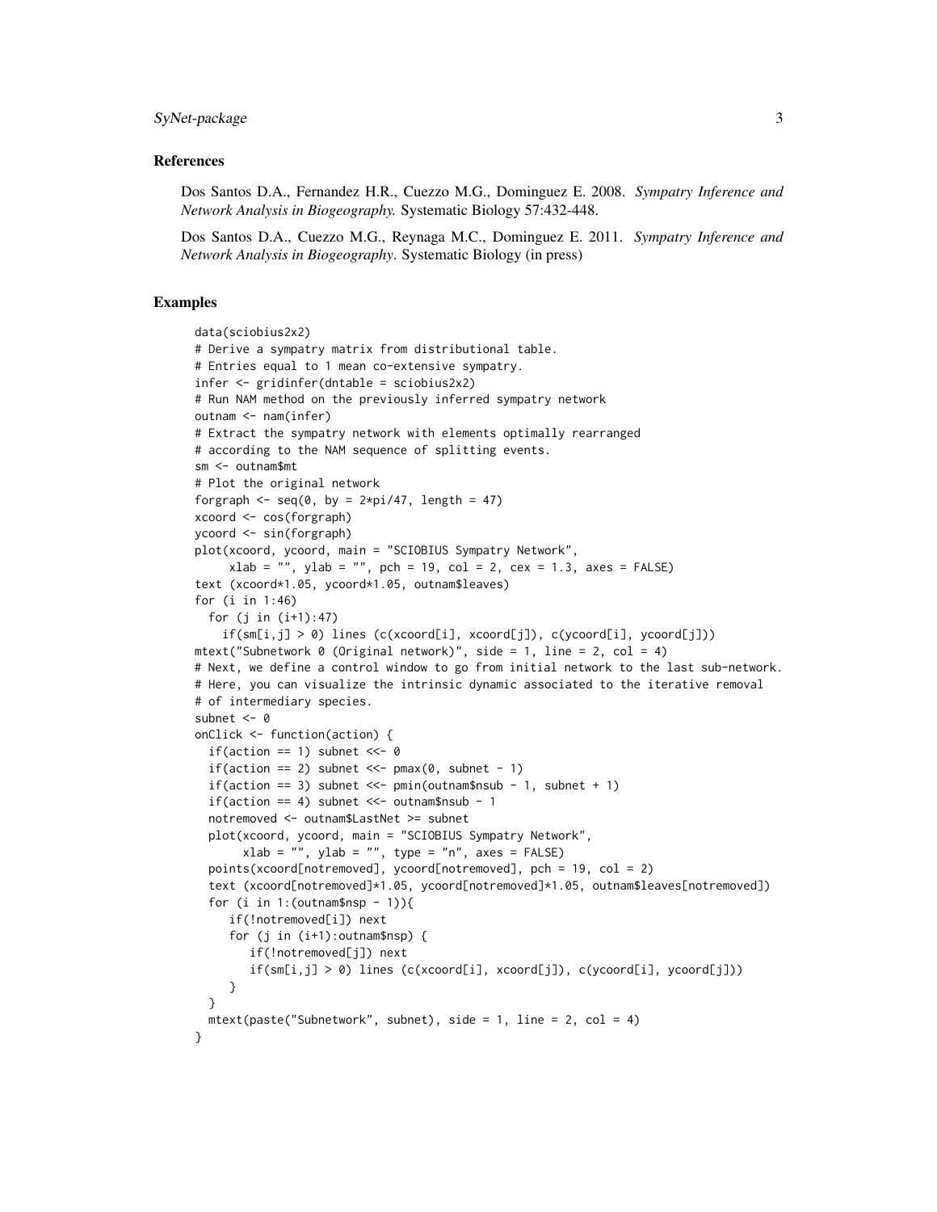## References

Dos Santos D.A., Fernandez H.R., Cuezzo M.G., Dominguez E. 2008. *Sympatry Inference and Network Analysis in Biogeography.* Systematic Biology 57:432-448.

Dos Santos D.A., Cuezzo M.G., Reynaga M.C., Dominguez E. 2011. *Sympatry Inference and Network Analysis in Biogeography*. Systematic Biology (in press)

## Examples

```
data(sciobius2x2)
# Derive a sympatry matrix from distributional table.
# Entries equal to 1 mean co-extensive sympatry.
infer <- gridinfer(dntable = sciobius2x2)
# Run NAM method on the previously inferred sympatry network
outnam <- nam(infer)
# Extract the sympatry network with elements optimally rearranged
# according to the NAM sequence of splitting events.
sm <- outnam$mt
# Plot the original network
forgraph <- seq(0, by = 2*pi/47, length = 47)
xcoord <- cos(forgraph)
ycoord <- sin(forgraph)
plot(xcoord, ycoord, main = "SCIOBIUS Sympatry Network",
     xlab = "", ylab = "", pch = 19, col = 2, cex = 1.3, axes = FALSE)
text (xcoord*1.05, ycoord*1.05, outnam$leaves)
for (i in 1:46)
  for (j in (i+1):47)
    if(sm[i,j] > 0) lines (c(xcoord[i], xcoord[j]), c(ycoord[i], ycoord[j]))
mtext("Subnetwork 0 (Original network)", side = 1, line = 2, col = 4)
# Next, we define a control window to go from initial network to the last sub-network.
# Here, you can visualize the intrinsic dynamic associated to the iterative removal
# of intermediary species.
subnet <- 0
onClick <- function(action) {
  if(action == 1) subnet <<- 0
  if(action == 2) subnet <<- pmax(0, subnet - 1)
  if(action == 3) subnet <<- pmin(outnam$nsub - 1, subnet + 1)
  if(action == 4) subnet <<- outnam$nsub - 1
  notremoved <- outnam$LastNet >= subnet
  plot(xcoord, ycoord, main = "SCIOBIUS Sympatry Network",
       xlab = "", ylab = "", type = "n", axes = FALSE)
  points(xcoord[notremoved], ycoord[notremoved], pch = 19, col = 2)
  text (xcoord[notremoved]*1.05, ycoord[notremoved]*1.05, outnam$leaves[notremoved])
  for (i in 1:(outnam$nsp - 1)){
     if(!notremoved[i]) next
     for (j in (i+1):outnam$nsp) {
        if(!notremoved[j]) next
        if(sm[i,j] > 0) lines (c(xcoord[i], xcoord[j]), c(ycoord[i], ycoord[j]))
     }
  }
  mtext(paste("Subnetwork", subnet), side = 1, line = 2, col = 4)
}
```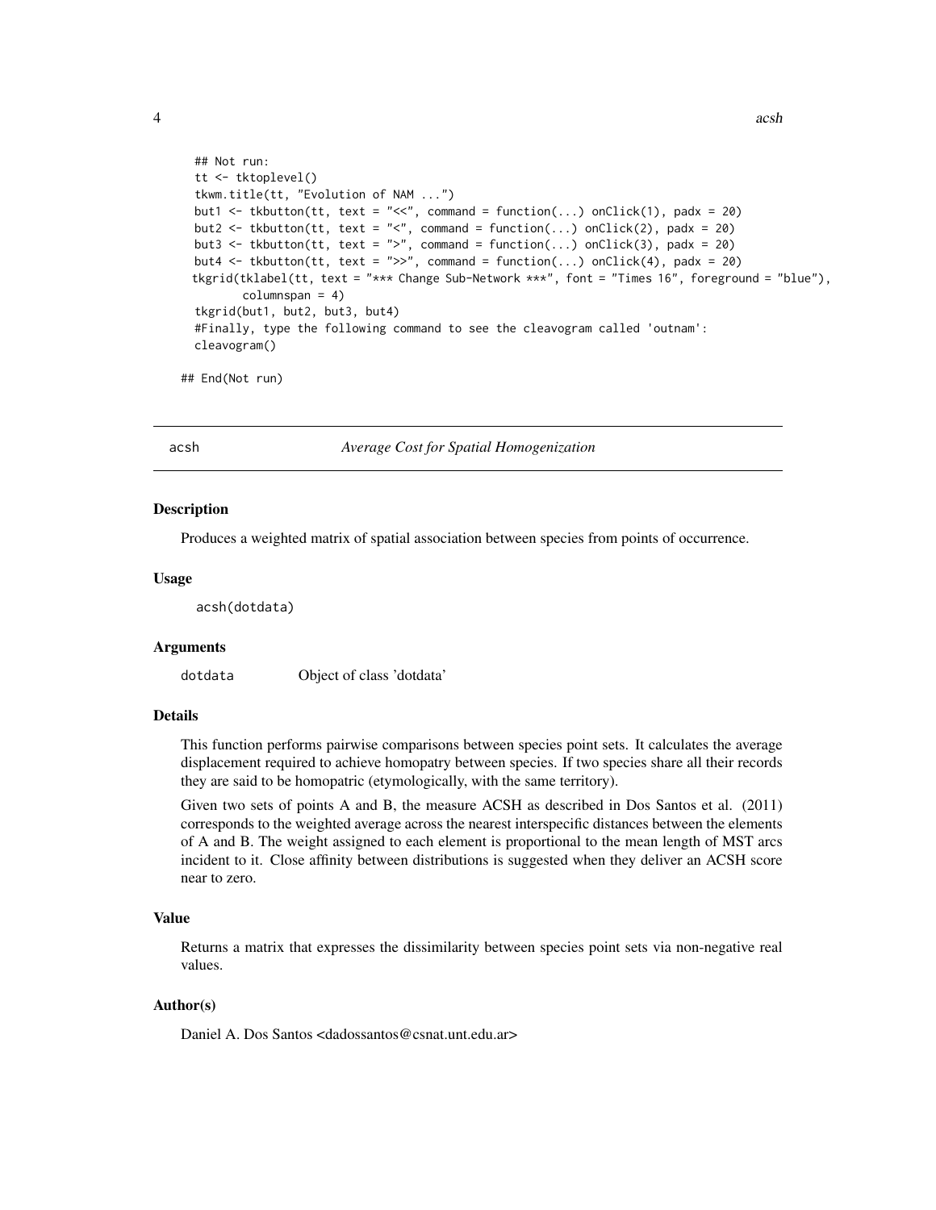```
## Not run:
tt <- tktoplevel()
tkwm.title(tt, "Evolution of NAM ...")
but1 <- tkbutton(tt, text = "<<", command = function(...) onClick(1), padx = 20)
but2 <- tkbutton(tt, text = "<", command = function(...) onClick(2), padx = 20)
but3 <- tkbutton(tt, text = ">", command = function(...) onClick(3), padx = 20)
but4 <- tkbutton(tt, text = ">>", command = function(...) onClick(4), padx = 20)
tkgrid(tklabel(tt, text = "*** Change Sub-Network ***", font = "Times 16", foreground = "blue"),
       columnspan = 4)
tkgrid(but1, but2, but3, but4)
#Finally, type the following command to see the cleavogram called 'outnam':
cleavogram()

## End(Not run)
```

## acsh — *Average Cost for Spatial Homogenization*

### Description

Produces a weighted matrix of spatial association between species from points of occurrence.

### Usage

```
acsh(dotdata)
```

### Arguments

| | |
|---|---|
| dotdata | Object of class 'dotdata' |

### Details

This function performs pairwise comparisons between species point sets. It calculates the average displacement required to achieve homopatry between species. If two species share all their records they are said to be homopatric (etymologically, with the same territory).

Given two sets of points A and B, the measure ACSH as described in Dos Santos et al. (2011) corresponds to the weighted average across the nearest interspecific distances between the elements of A and B. The weight assigned to each element is proportional to the mean length of MST arcs incident to it. Close affinity between distributions is suggested when they deliver an ACSH score near to zero.

### Value

Returns a matrix that expresses the dissimilarity between species point sets via non-negative real values.

### Author(s)

Daniel A. Dos Santos <dadossantos@csnat.unt.edu.ar>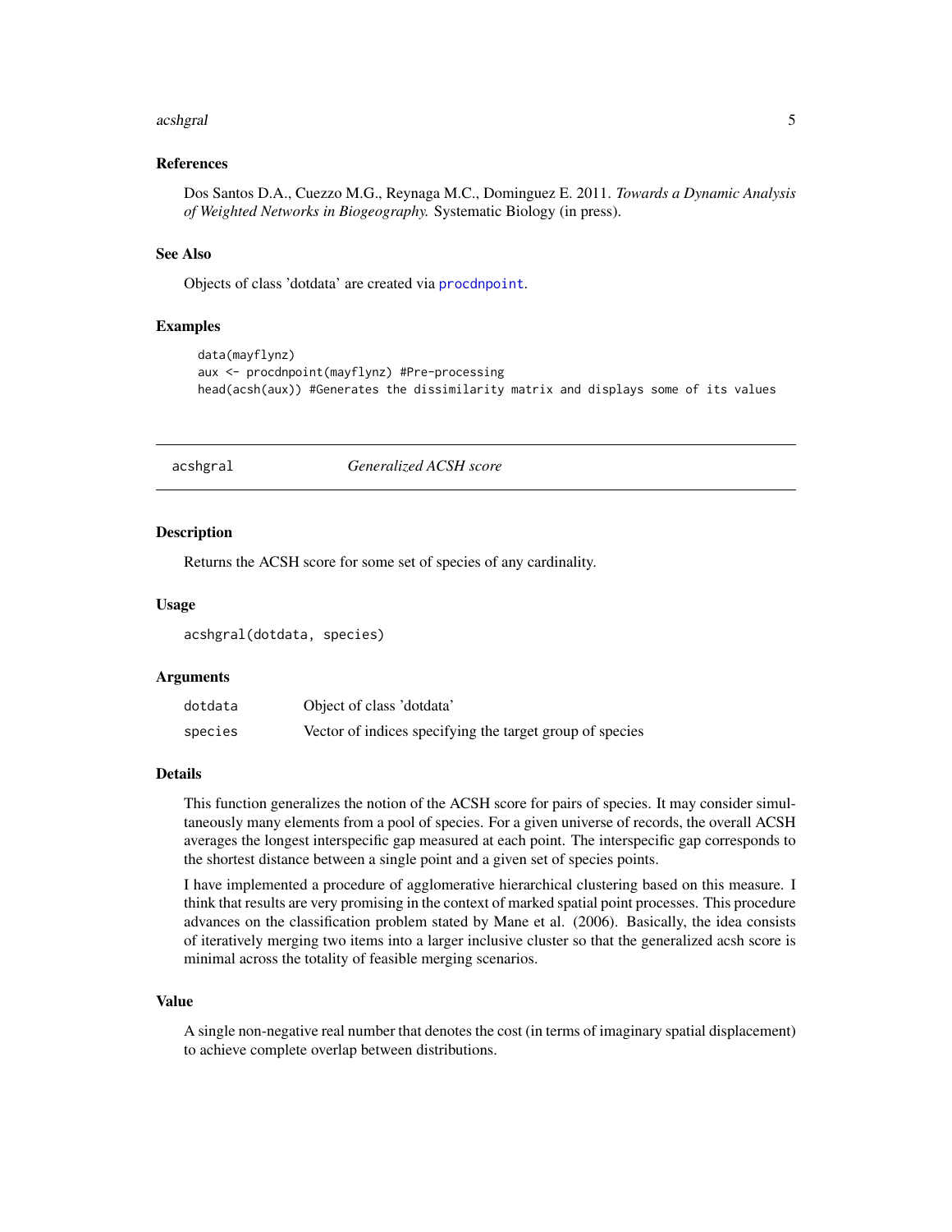### References

Dos Santos D.A., Cuezzo M.G., Reynaga M.C., Dominguez E. 2011. *Towards a Dynamic Analysis of Weighted Networks in Biogeography.* Systematic Biology (in press).

### See Also

Objects of class 'dotdata' are created via `procdnpoint`.

### Examples

```
data(mayflynz)
aux <- procdnpoint(mayflynz) #Pre-processing
head(acsh(aux)) #Generates the dissimilarity matrix and displays some of its values
```

---

## acshgral — *Generalized ACSH score*

### Description

Returns the ACSH score for some set of species of any cardinality.

### Usage

```
acshgral(dotdata, species)
```

### Arguments

| | |
|---|---|
| `dotdata` | Object of class 'dotdata' |
| `species` | Vector of indices specifying the target group of species |

### Details

This function generalizes the notion of the ACSH score for pairs of species. It may consider simultaneously many elements from a pool of species. For a given universe of records, the overall ACSH averages the longest interspecific gap measured at each point. The interspecific gap corresponds to the shortest distance between a single point and a given set of species points.

I have implemented a procedure of agglomerative hierarchical clustering based on this measure. I think that results are very promising in the context of marked spatial point processes. This procedure advances on the classification problem stated by Mane et al. (2006). Basically, the idea consists of iteratively merging two items into a larger inclusive cluster so that the generalized acsh score is minimal across the totality of feasible merging scenarios.

### Value

A single non-negative real number that denotes the cost (in terms of imaginary spatial displacement) to achieve complete overlap between distributions.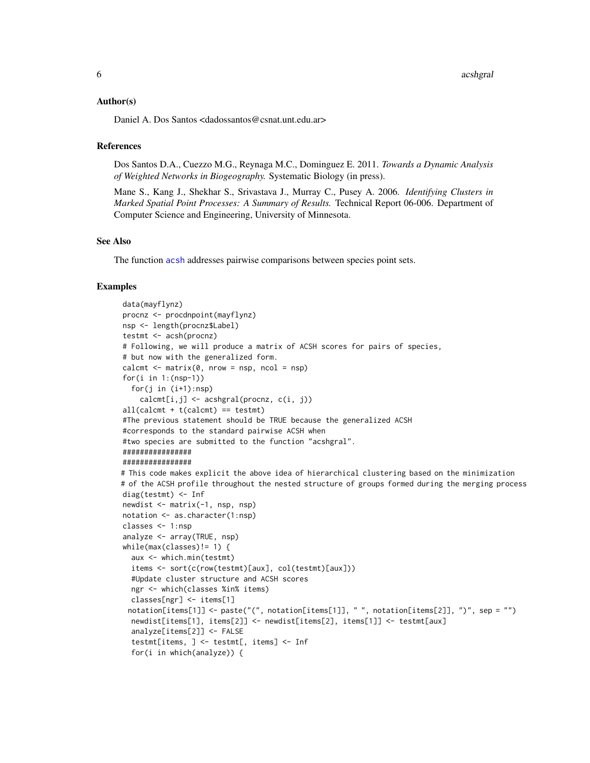## Author(s)

Daniel A. Dos Santos <dadossantos@csnat.unt.edu.ar>

## References

Dos Santos D.A., Cuezzo M.G., Reynaga M.C., Dominguez E. 2011. *Towards a Dynamic Analysis of Weighted Networks in Biogeography.* Systematic Biology (in press).

Mane S., Kang J., Shekhar S., Srivastava J., Murray C., Pusey A. 2006. *Identifying Clusters in Marked Spatial Point Processes: A Summary of Results.* Technical Report 06-006. Department of Computer Science and Engineering, University of Minnesota.

## See Also

The function `acsh` addresses pairwise comparisons between species point sets.

## Examples

```
data(mayflynz)
procnz <- procdnpoint(mayflynz)
nsp <- length(procnz$Label)
testmt <- acsh(procnz)
# Following, we will produce a matrix of ACSH scores for pairs of species,
# but now with the generalized form.
calcmt <- matrix(0, nrow = nsp, ncol = nsp)
for(i in 1:(nsp-1))
  for(j in (i+1):nsp)
    calcmt[i,j] <- acshgral(procnz, c(i, j))
all(calcmt + t(calcmt) == testmt)
#The previous statement should be TRUE because the generalized ACSH
#corresponds to the standard pairwise ACSH when
#two species are submitted to the function "acshgral".
################
################
# This code makes explicit the above idea of hierarchical clustering based on the minimization
# of the ACSH profile throughout the nested structure of groups formed during the merging process
diag(testmt) <- Inf
newdist <- matrix(-1, nsp, nsp)
notation <- as.character(1:nsp)
classes <- 1:nsp
analyze <- array(TRUE, nsp)
while(max(classes)!= 1) {
  aux <- which.min(testmt)
  items <- sort(c(row(testmt)[aux], col(testmt)[aux]))
  #Update cluster structure and ACSH scores
  ngr <- which(classes %in% items)
  classes[ngr] <- items[1]
 notation[items[1]] <- paste("(", notation[items[1]], " ", notation[items[2]], ")", sep = "")
  newdist[items[1], items[2]] <- newdist[items[2], items[1]] <- testmt[aux]
  analyze[items[2]] <- FALSE
  testmt[items, ] <- testmt[, items] <- Inf
  for(i in which(analyze)) {
```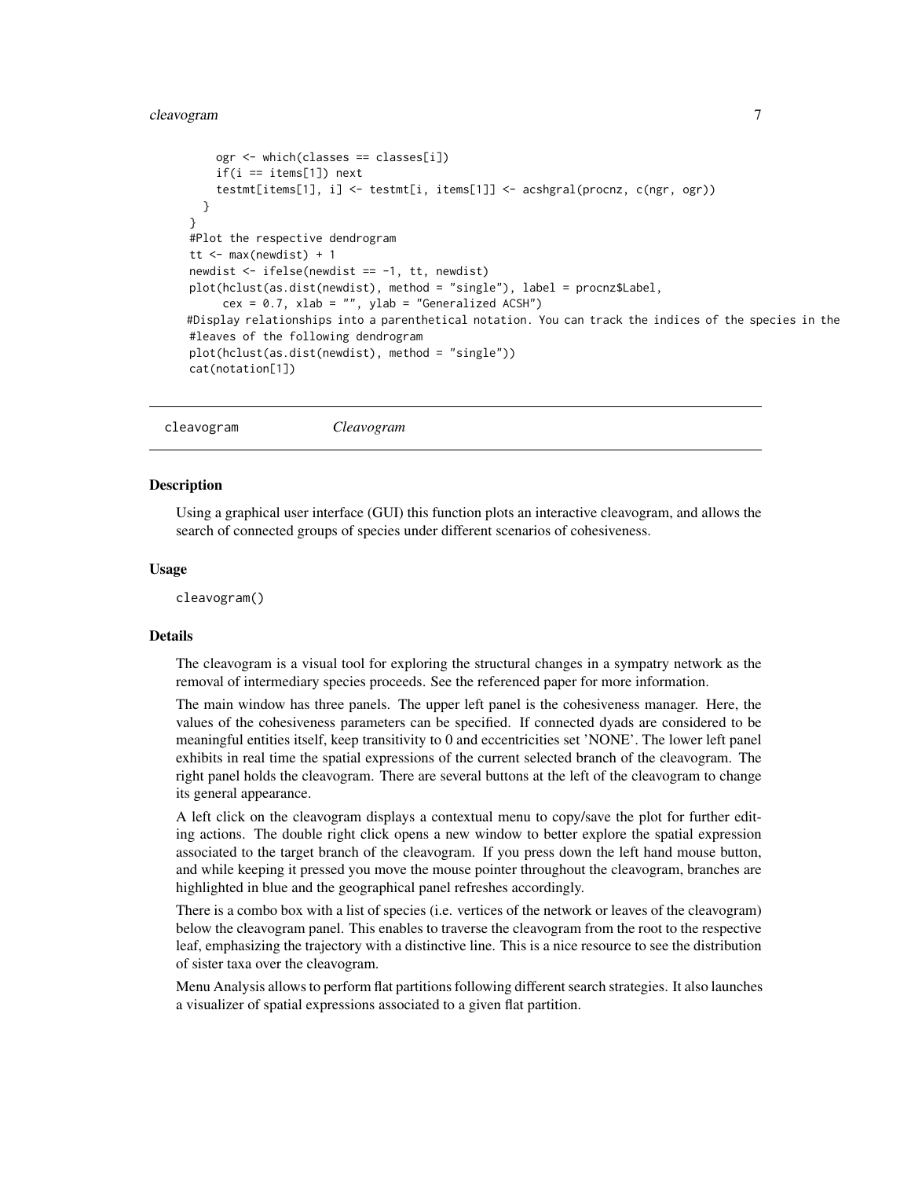```
    ogr <- which(classes == classes[i])
    if(i == items[1]) next
    testmt[items[1], i] <- testmt[i, items[1]] <- acshgral(procnz, c(ngr, ogr))
  }
}
#Plot the respective dendrogram
tt <- max(newdist) + 1
newdist <- ifelse(newdist == -1, tt, newdist)
plot(hclust(as.dist(newdist), method = "single"), label = procnz$Label,
     cex = 0.7, xlab = "", ylab = "Generalized ACSH")
#Display relationships into a parenthetical notation. You can track the indices of the species in the
#leaves of the following dendrogram
plot(hclust(as.dist(newdist), method = "single"))
cat(notation[1])
```

## cleavogram — *Cleavogram*

### Description

Using a graphical user interface (GUI) this function plots an interactive cleavogram, and allows the search of connected groups of species under different scenarios of cohesiveness.

### Usage

```
cleavogram()
```

### Details

The cleavogram is a visual tool for exploring the structural changes in a sympatry network as the removal of intermediary species proceeds. See the referenced paper for more information.

The main window has three panels. The upper left panel is the cohesiveness manager. Here, the values of the cohesiveness parameters can be specified. If connected dyads are considered to be meaningful entities itself, keep transitivity to 0 and eccentricities set 'NONE'. The lower left panel exhibits in real time the spatial expressions of the current selected branch of the cleavogram. The right panel holds the cleavogram. There are several buttons at the left of the cleavogram to change its general appearance.

A left click on the cleavogram displays a contextual menu to copy/save the plot for further editing actions. The double right click opens a new window to better explore the spatial expression associated to the target branch of the cleavogram. If you press down the left hand mouse button, and while keeping it pressed you move the mouse pointer throughout the cleavogram, branches are highlighted in blue and the geographical panel refreshes accordingly.

There is a combo box with a list of species (i.e. vertices of the network or leaves of the cleavogram) below the cleavogram panel. This enables to traverse the cleavogram from the root to the respective leaf, emphasizing the trajectory with a distinctive line. This is a nice resource to see the distribution of sister taxa over the cleavogram.

Menu Analysis allows to perform flat partitions following different search strategies. It also launches a visualizer of spatial expressions associated to a given flat partition.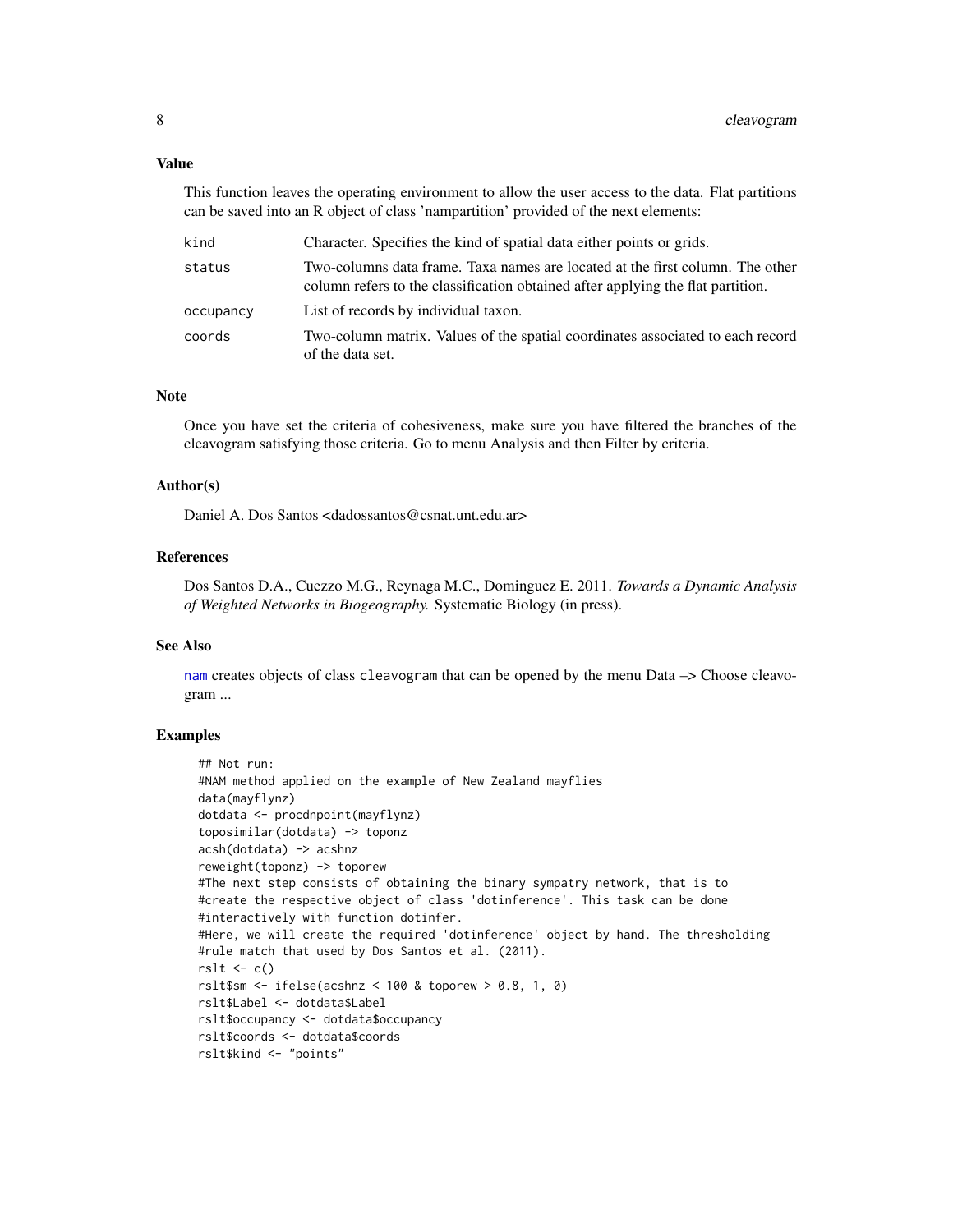## Value

This function leaves the operating environment to allow the user access to the data. Flat partitions can be saved into an R object of class 'nampartition' provided of the next elements:

| | |
|---|---|
| `kind` | Character. Specifies the kind of spatial data either points or grids. |
| `status` | Two-columns data frame. Taxa names are located at the first column. The other column refers to the classification obtained after applying the flat partition. |
| `occupancy` | List of records by individual taxon. |
| `coords` | Two-column matrix. Values of the spatial coordinates associated to each record of the data set. |

## Note

Once you have set the criteria of cohesiveness, make sure you have filtered the branches of the cleavogram satisfying those criteria. Go to menu Analysis and then Filter by criteria.

## Author(s)

Daniel A. Dos Santos <dadossantos@csnat.unt.edu.ar>

## References

Dos Santos D.A., Cuezzo M.G., Reynaga M.C., Dominguez E. 2011. *Towards a Dynamic Analysis of Weighted Networks in Biogeography.* Systematic Biology (in press).

## See Also

nam creates objects of class `cleavogram` that can be opened by the menu Data –> Choose cleavogram ...

## Examples

```
## Not run:
#NAM method applied on the example of New Zealand mayflies
data(mayflynz)
dotdata <- procdnpoint(mayflynz)
toposimilar(dotdata) -> toponz
acsh(dotdata) -> acshnz
reweight(toponz) -> toporew
#The next step consists of obtaining the binary sympatry network, that is to
#create the respective object of class 'dotinference'. This task can be done
#interactively with function dotinfer.
#Here, we will create the required 'dotinference' object by hand. The thresholding
#rule match that used by Dos Santos et al. (2011).
rslt <- c()
rslt$sm <- ifelse(acshnz < 100 & toporew > 0.8, 1, 0)
rslt$Label <- dotdata$Label
rslt$occupancy <- dotdata$occupancy
rslt$coords <- dotdata$coords
rslt$kind <- "points"
```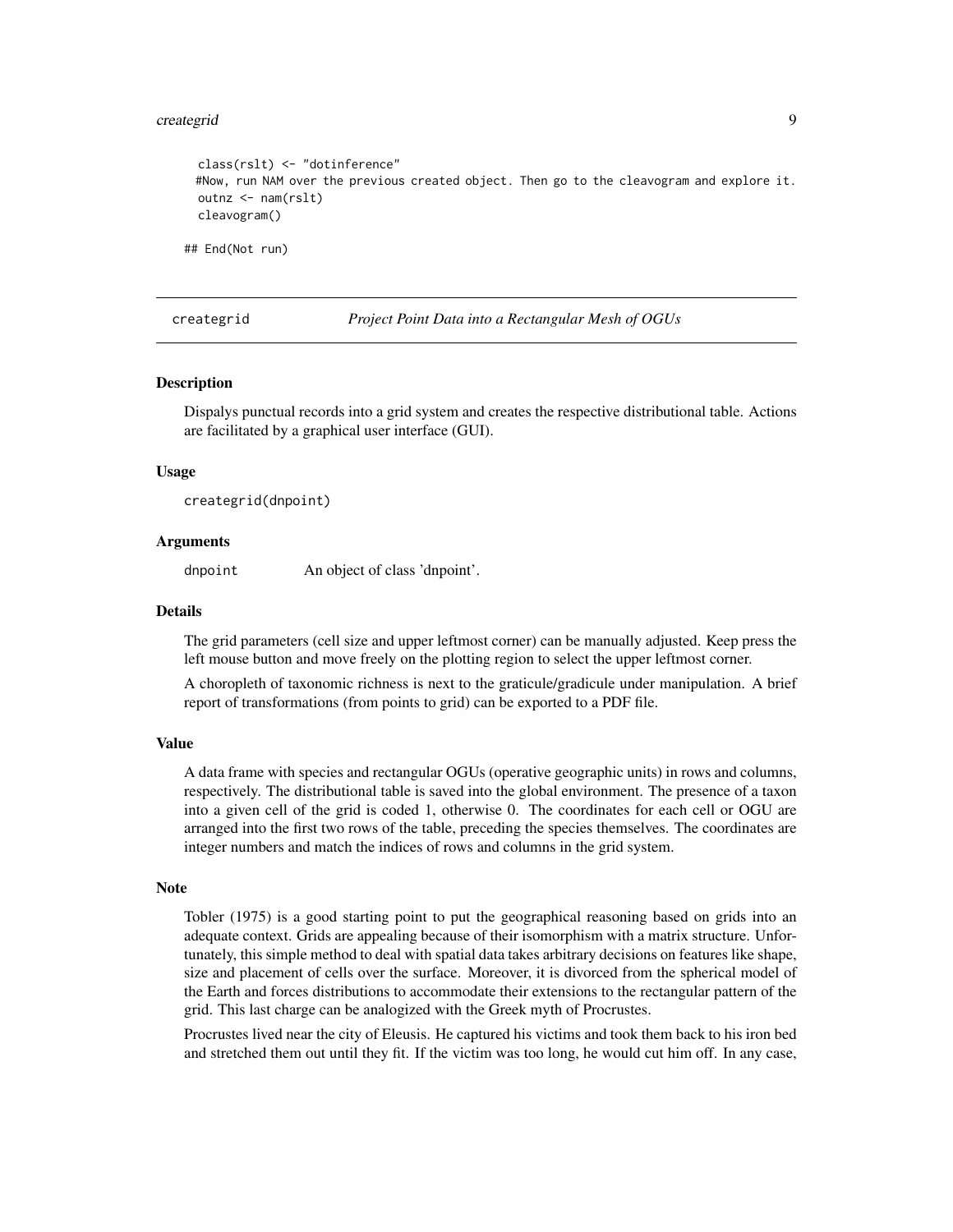```
  class(rslt) <- "dotinference"
  #Now, run NAM over the previous created object. Then go to the cleavogram and explore it.
  outnz <- nam(rslt)
  cleavogram()

## End(Not run)
```

---

creategrid *Project Point Data into a Rectangular Mesh of OGUs*

---

### Description

Dispalys punctual records into a grid system and creates the respective distributional table. Actions are facilitated by a graphical user interface (GUI).

### Usage

```
creategrid(dnpoint)
```

### Arguments

| | |
|---|---|
| dnpoint | An object of class 'dnpoint'. |

### Details

The grid parameters (cell size and upper leftmost corner) can be manually adjusted. Keep press the left mouse button and move freely on the plotting region to select the upper leftmost corner.

A choropleth of taxonomic richness is next to the graticule/gradicule under manipulation. A brief report of transformations (from points to grid) can be exported to a PDF file.

### Value

A data frame with species and rectangular OGUs (operative geographic units) in rows and columns, respectively. The distributional table is saved into the global environment. The presence of a taxon into a given cell of the grid is coded 1, otherwise 0. The coordinates for each cell or OGU are arranged into the first two rows of the table, preceding the species themselves. The coordinates are integer numbers and match the indices of rows and columns in the grid system.

### Note

Tobler (1975) is a good starting point to put the geographical reasoning based on grids into an adequate context. Grids are appealing because of their isomorphism with a matrix structure. Unfortunately, this simple method to deal with spatial data takes arbitrary decisions on features like shape, size and placement of cells over the surface. Moreover, it is divorced from the spherical model of the Earth and forces distributions to accommodate their extensions to the rectangular pattern of the grid. This last charge can be analogized with the Greek myth of Procrustes.

Procrustes lived near the city of Eleusis. He captured his victims and took them back to his iron bed and stretched them out until they fit. If the victim was too long, he would cut him off. In any case,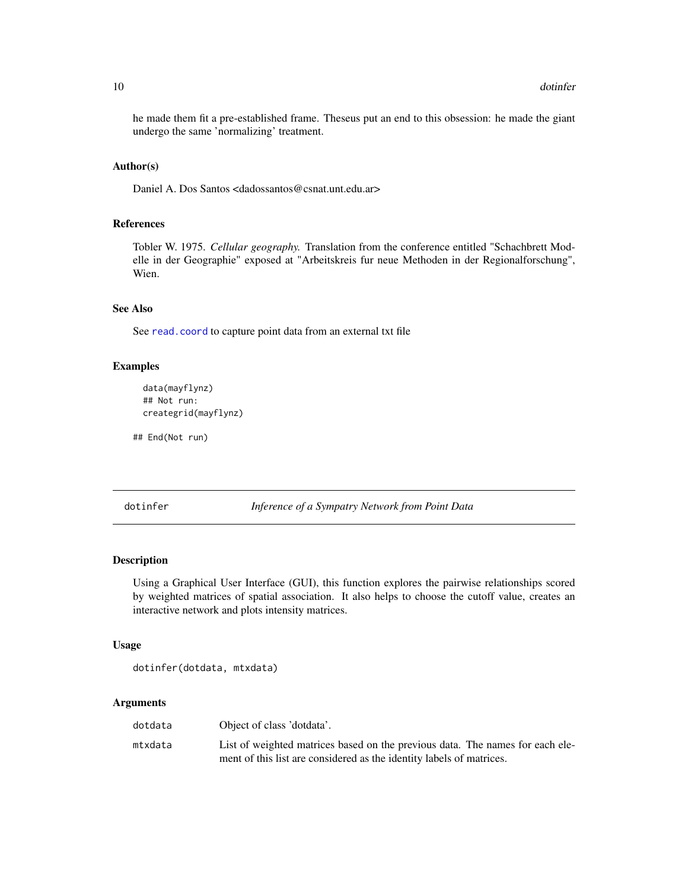he made them fit a pre-established frame. Theseus put an end to this obsession: he made the giant undergo the same 'normalizing' treatment.

### Author(s)

Daniel A. Dos Santos <dadossantos@csnat.unt.edu.ar>

### References

Tobler W. 1975. *Cellular geography.* Translation from the conference entitled "Schachbrett Modelle in der Geographie" exposed at "Arbeitskreis fur neue Methoden in der Regionalforschung", Wien.

### See Also

See `read.coord` to capture point data from an external txt file

### Examples

```
  data(mayflynz)
  ## Not run:
  creategrid(mayflynz)

## End(Not run)
```

---

## dotinfer — *Inference of a Sympatry Network from Point Data*

### Description

Using a Graphical User Interface (GUI), this function explores the pairwise relationships scored by weighted matrices of spatial association. It also helps to choose the cutoff value, creates an interactive network and plots intensity matrices.

### Usage

```
dotinfer(dotdata, mtxdata)
```

### Arguments

| | |
|---|---|
| dotdata | Object of class 'dotdata'. |
| mtxdata | List of weighted matrices based on the previous data. The names for each element of this list are considered as the identity labels of matrices. |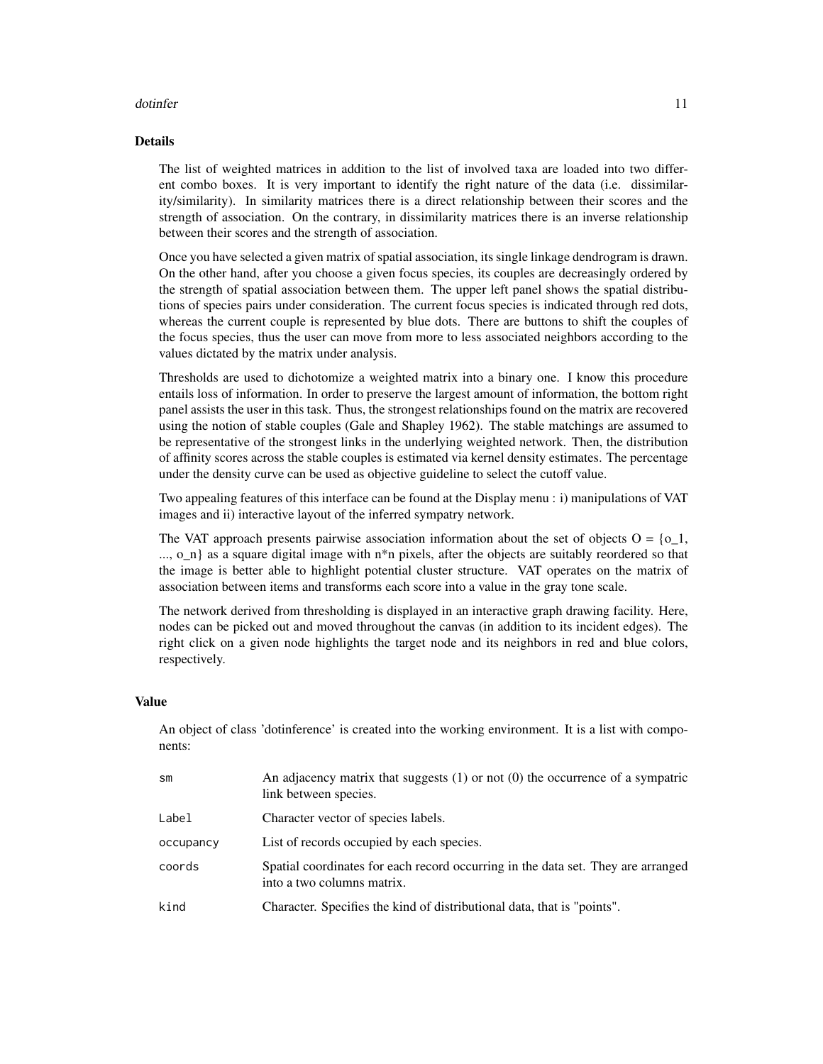## Details

The list of weighted matrices in addition to the list of involved taxa are loaded into two different combo boxes. It is very important to identify the right nature of the data (i.e. dissimilarity/similarity). In similarity matrices there is a direct relationship between their scores and the strength of association. On the contrary, in dissimilarity matrices there is an inverse relationship between their scores and the strength of association.

Once you have selected a given matrix of spatial association, its single linkage dendrogram is drawn. On the other hand, after you choose a given focus species, its couples are decreasingly ordered by the strength of spatial association between them. The upper left panel shows the spatial distributions of species pairs under consideration. The current focus species is indicated through red dots, whereas the current couple is represented by blue dots. There are buttons to shift the couples of the focus species, thus the user can move from more to less associated neighbors according to the values dictated by the matrix under analysis.

Thresholds are used to dichotomize a weighted matrix into a binary one. I know this procedure entails loss of information. In order to preserve the largest amount of information, the bottom right panel assists the user in this task. Thus, the strongest relationships found on the matrix are recovered using the notion of stable couples (Gale and Shapley 1962). The stable matchings are assumed to be representative of the strongest links in the underlying weighted network. Then, the distribution of affinity scores across the stable couples is estimated via kernel density estimates. The percentage under the density curve can be used as objective guideline to select the cutoff value.

Two appealing features of this interface can be found at the Display menu : i) manipulations of VAT images and ii) interactive layout of the inferred sympatry network.

The VAT approach presents pairwise association information about the set of objects O = {o_1, ..., o_n} as a square digital image with n*n pixels, after the objects are suitably reordered so that the image is better able to highlight potential cluster structure. VAT operates on the matrix of association between items and transforms each score into a value in the gray tone scale.

The network derived from thresholding is displayed in an interactive graph drawing facility. Here, nodes can be picked out and moved throughout the canvas (in addition to its incident edges). The right click on a given node highlights the target node and its neighbors in red and blue colors, respectively.

## Value

An object of class 'dotinference' is created into the working environment. It is a list with components:

| | |
|---|---|
| `sm` | An adjacency matrix that suggests (1) or not (0) the occurrence of a sympatric link between species. |
| `Label` | Character vector of species labels. |
| `occupancy` | List of records occupied by each species. |
| `coords` | Spatial coordinates for each record occurring in the data set. They are arranged into a two columns matrix. |
| `kind` | Character. Specifies the kind of distributional data, that is "points". |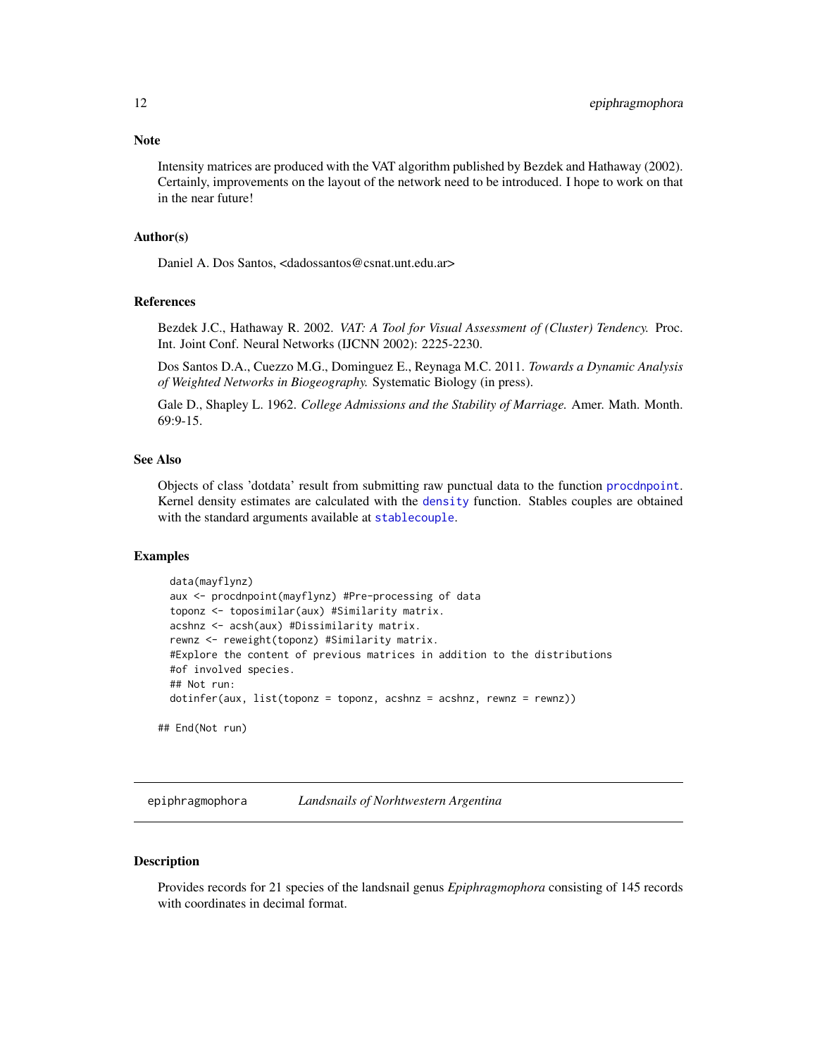### Note

Intensity matrices are produced with the VAT algorithm published by Bezdek and Hathaway (2002). Certainly, improvements on the layout of the network need to be introduced. I hope to work on that in the near future!

### Author(s)

Daniel A. Dos Santos, <dadossantos@csnat.unt.edu.ar>

### References

Bezdek J.C., Hathaway R. 2002. *VAT: A Tool for Visual Assessment of (Cluster) Tendency.* Proc. Int. Joint Conf. Neural Networks (IJCNN 2002): 2225-2230.

Dos Santos D.A., Cuezzo M.G., Dominguez E., Reynaga M.C. 2011. *Towards a Dynamic Analysis of Weighted Networks in Biogeography.* Systematic Biology (in press).

Gale D., Shapley L. 1962. *College Admissions and the Stability of Marriage.* Amer. Math. Month. 69:9-15.

### See Also

Objects of class 'dotdata' result from submitting raw punctual data to the function `procdnpoint`. Kernel density estimates are calculated with the `density` function. Stables couples are obtained with the standard arguments available at `stablecouple`.

### Examples

```
data(mayflynz)
aux <- procdnpoint(mayflynz) #Pre-processing of data
toponz <- toposimilar(aux) #Similarity matrix.
acshnz <- acsh(aux) #Dissimilarity matrix.
rewnz <- reweight(toponz) #Similarity matrix.
#Explore the content of previous matrices in addition to the distributions
#of involved species.
## Not run:
dotinfer(aux, list(toponz = toponz, acshnz = acshnz, rewnz = rewnz))

## End(Not run)
```

---

## epiphragmophora — *Landsnails of Norhtwestern Argentina*

### Description

Provides records for 21 species of the landsnail genus *Epiphragmophora* consisting of 145 records with coordinates in decimal format.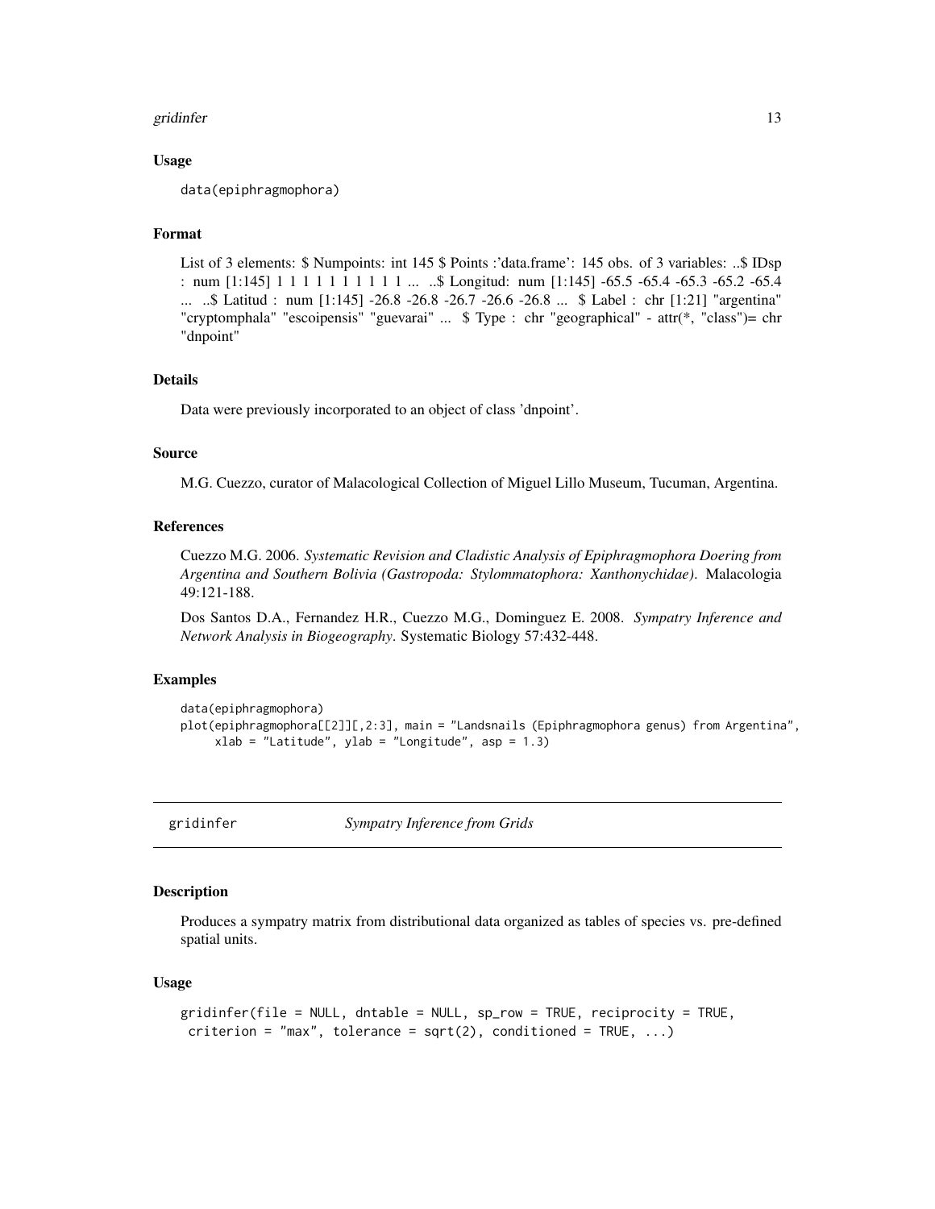### Usage

```
data(epiphragmophora)
```

### Format

List of 3 elements: $ Numpoints: int 145 $ Points :'data.frame': 145 obs. of 3 variables: ..$ IDsp : num [1:145] 1 1 1 1 1 1 1 1 1 1 ... ..$ Longitud: num [1:145] -65.5 -65.4 -65.3 -65.2 -65.4 ... ..$ Latitud : num [1:145] -26.8 -26.8 -26.7 -26.6 -26.8 ... $ Label : chr [1:21] "argentina" "cryptomphala" "escoipensis" "guevarai" ... $ Type : chr "geographical" - attr(*, "class")= chr "dnpoint"

### Details

Data were previously incorporated to an object of class 'dnpoint'.

### Source

M.G. Cuezzo, curator of Malacological Collection of Miguel Lillo Museum, Tucuman, Argentina.

### References

Cuezzo M.G. 2006. *Systematic Revision and Cladistic Analysis of Epiphragmophora Doering from Argentina and Southern Bolivia (Gastropoda: Stylommatophora: Xanthonychidae)*. Malacologia 49:121-188.

Dos Santos D.A., Fernandez H.R., Cuezzo M.G., Dominguez E. 2008. *Sympatry Inference and Network Analysis in Biogeography*. Systematic Biology 57:432-448.

### Examples

```
data(epiphragmophora)
plot(epiphragmophora[[2]][,2:3], main = "Landsnails (Epiphragmophora genus) from Argentina",
     xlab = "Latitude", ylab = "Longitude", asp = 1.3)
```

---

## gridinfer — *Sympatry Inference from Grids*

### Description

Produces a sympatry matrix from distributional data organized as tables of species vs. pre-defined spatial units.

### Usage

```
gridinfer(file = NULL, dntable = NULL, sp_row = TRUE, reciprocity = TRUE,
 criterion = "max", tolerance = sqrt(2), conditioned = TRUE, ...)
```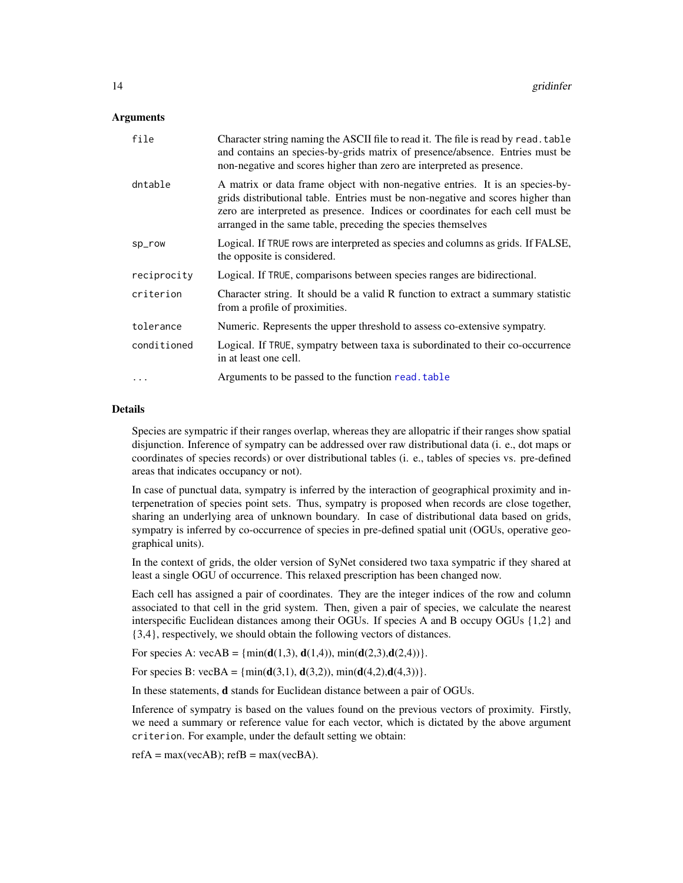### Arguments

| | |
|---|---|
| `file` | Character string naming the ASCII file to read it. The file is read by `read.table` and contains an species-by-grids matrix of presence/absence. Entries must be non-negative and scores higher than zero are interpreted as presence. |
| `dntable` | A matrix or data frame object with non-negative entries. It is an species-by-grids distributional table. Entries must be non-negative and scores higher than zero are interpreted as presence. Indices or coordinates for each cell must be arranged in the same table, preceding the species themselves |
| `sp_row` | Logical. If `TRUE` rows are interpreted as species and columns as grids. If FALSE, the opposite is considered. |
| `reciprocity` | Logical. If `TRUE`, comparisons between species ranges are bidirectional. |
| `criterion` | Character string. It should be a valid R function to extract a summary statistic from a profile of proximities. |
| `tolerance` | Numeric. Represents the upper threshold to assess co-extensive sympatry. |
| `conditioned` | Logical. If `TRUE`, sympatry between taxa is subordinated to their co-occurrence in at least one cell. |
| `...` | Arguments to be passed to the function `read.table` |

### Details

Species are sympatric if their ranges overlap, whereas they are allopatric if their ranges show spatial disjunction. Inference of sympatry can be addressed over raw distributional data (i. e., dot maps or coordinates of species records) or over distributional tables (i. e., tables of species vs. pre-defined areas that indicates occupancy or not).

In case of punctual data, sympatry is inferred by the interaction of geographical proximity and interpenetration of species point sets. Thus, sympatry is proposed when records are close together, sharing an underlying area of unknown boundary. In case of distributional data based on grids, sympatry is inferred by co-occurrence of species in pre-defined spatial unit (OGUs, operative geographical units).

In the context of grids, the older version of SyNet considered two taxa sympatric if they shared at least a single OGU of occurrence. This relaxed prescription has been changed now.

Each cell has assigned a pair of coordinates. They are the integer indices of the row and column associated to that cell in the grid system. Then, given a pair of species, we calculate the nearest interspecific Euclidean distances among their OGUs. If species A and B occupy OGUs {1,2} and {3,4}, respectively, we should obtain the following vectors of distances.

For species A: vecAB = {min(**d**(1,3), **d**(1,4)), min(**d**(2,3),**d**(2,4))}.

For species B: vecBA = {min(**d**(3,1), **d**(3,2)), min(**d**(4,2),**d**(4,3))}.

In these statements, **d** stands for Euclidean distance between a pair of OGUs.

Inference of sympatry is based on the values found on the previous vectors of proximity. Firstly, we need a summary or reference value for each vector, which is dictated by the above argument `criterion`. For example, under the default setting we obtain:

refA = max(vecAB); refB = max(vecBA).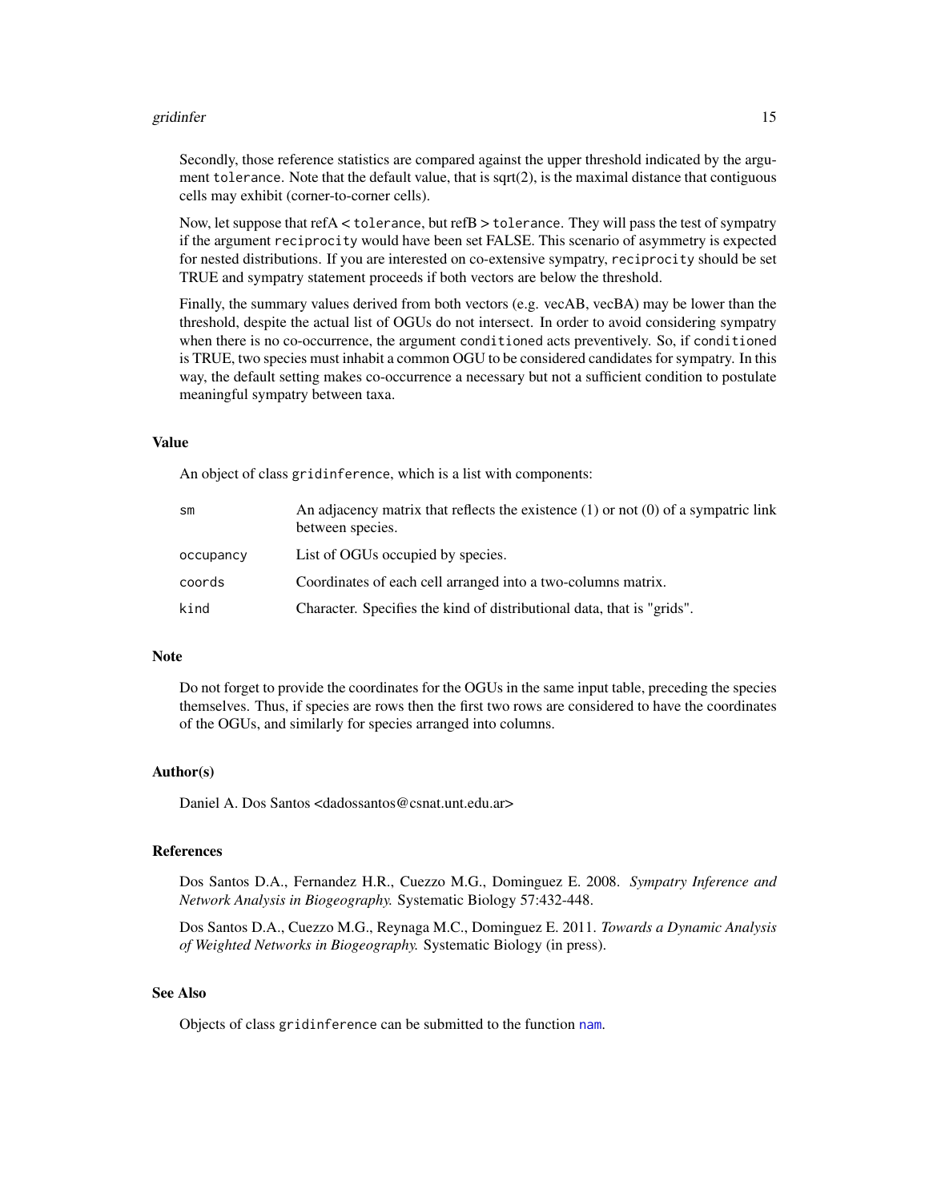Secondly, those reference statistics are compared against the upper threshold indicated by the argument `tolerance`. Note that the default value, that is sqrt(2), is the maximal distance that contiguous cells may exhibit (corner-to-corner cells).

Now, let suppose that refA < `tolerance`, but refB > `tolerance`. They will pass the test of sympatry if the argument `reciprocity` would have been set FALSE. This scenario of asymmetry is expected for nested distributions. If you are interested on co-extensive sympatry, `reciprocity` should be set TRUE and sympatry statement proceeds if both vectors are below the threshold.

Finally, the summary values derived from both vectors (e.g. vecAB, vecBA) may be lower than the threshold, despite the actual list of OGUs do not intersect. In order to avoid considering sympatry when there is no co-occurrence, the argument `conditioned` acts preventively. So, if `conditioned` is TRUE, two species must inhabit a common OGU to be considered candidates for sympatry. In this way, the default setting makes co-occurrence a necessary but not a sufficient condition to postulate meaningful sympatry between taxa.

### Value

An object of class `gridinference`, which is a list with components:

| | |
|---|---|
| `sm` | An adjacency matrix that reflects the existence (1) or not (0) of a sympatric link between species. |
| `occupancy` | List of OGUs occupied by species. |
| `coords` | Coordinates of each cell arranged into a two-columns matrix. |
| `kind` | Character. Specifies the kind of distributional data, that is "grids". |

### Note

Do not forget to provide the coordinates for the OGUs in the same input table, preceding the species themselves. Thus, if species are rows then the first two rows are considered to have the coordinates of the OGUs, and similarly for species arranged into columns.

### Author(s)

Daniel A. Dos Santos <dadossantos@csnat.unt.edu.ar>

### References

Dos Santos D.A., Fernandez H.R., Cuezzo M.G., Dominguez E. 2008. *Sympatry Inference and Network Analysis in Biogeography.* Systematic Biology 57:432-448.

Dos Santos D.A., Cuezzo M.G., Reynaga M.C., Dominguez E. 2011. *Towards a Dynamic Analysis of Weighted Networks in Biogeography.* Systematic Biology (in press).

### See Also

Objects of class `gridinference` can be submitted to the function `nam`.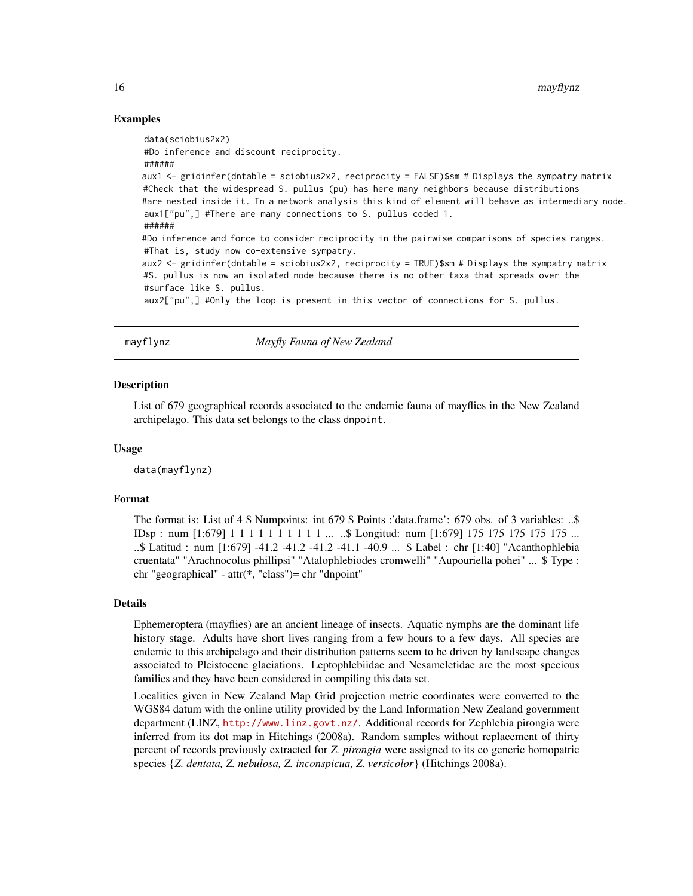### Examples

```
data(sciobius2x2)
#Do inference and discount reciprocity.
######
aux1 <- gridinfer(dntable = sciobius2x2, reciprocity = FALSE)$sm # Displays the sympatry matrix
#Check that the widespread S. pullus (pu) has here many neighbors because distributions
#are nested inside it. In a network analysis this kind of element will behave as intermediary node.
aux1["pu",] #There are many connections to S. pullus coded 1.
######
#Do inference and force to consider reciprocity in the pairwise comparisons of species ranges.
#That is, study now co-extensive sympatry.
aux2 <- gridinfer(dntable = sciobius2x2, reciprocity = TRUE)$sm # Displays the sympatry matrix
#S. pullus is now an isolated node because there is no other taxa that spreads over the
#surface like S. pullus.
aux2["pu",] #Only the loop is present in this vector of connections for S. pullus.
```

---

## mayflynz    *Mayfly Fauna of New Zealand*

### Description

List of 679 geographical records associated to the endemic fauna of mayflies in the New Zealand archipelago. This data set belongs to the class `dnpoint`.

### Usage

```
data(mayflynz)
```

### Format

The format is: List of 4 $ Numpoints: int 679 $ Points :'data.frame': 679 obs. of 3 variables: ..$ IDsp : num [1:679] 1 1 1 1 1 1 1 1 1 1 ... ..$ Longitud: num [1:679] 175 175 175 175 175 ... ..$ Latitud : num [1:679] -41.2 -41.2 -41.2 -41.1 -40.9 ... $ Label : chr [1:40] "Acanthophlebia cruentata" "Arachnocolus phillipsi" "Atalophlebiodes cromwelli" "Aupouriella pohei" ... $ Type : chr "geographical" - attr(*, "class")= chr "dnpoint"

### Details

Ephemeroptera (mayflies) are an ancient lineage of insects. Aquatic nymphs are the dominant life history stage. Adults have short lives ranging from a few hours to a few days. All species are endemic to this archipelago and their distribution patterns seem to be driven by landscape changes associated to Pleistocene glaciations. Leptophlebiidae and Nesameletidae are the most specious families and they have been considered in compiling this data set.

Localities given in New Zealand Map Grid projection metric coordinates were converted to the WGS84 datum with the online utility provided by the Land Information New Zealand government department (LINZ, http://www.linz.govt.nz/. Additional records for Zephlebia pirongia were inferred from its dot map in Hitchings (2008a). Random samples without replacement of thirty percent of records previously extracted for *Z. pirongia* were assigned to its co generic homopatric species {*Z. dentata, Z. nebulosa, Z. inconspicua, Z. versicolor*} (Hitchings 2008a).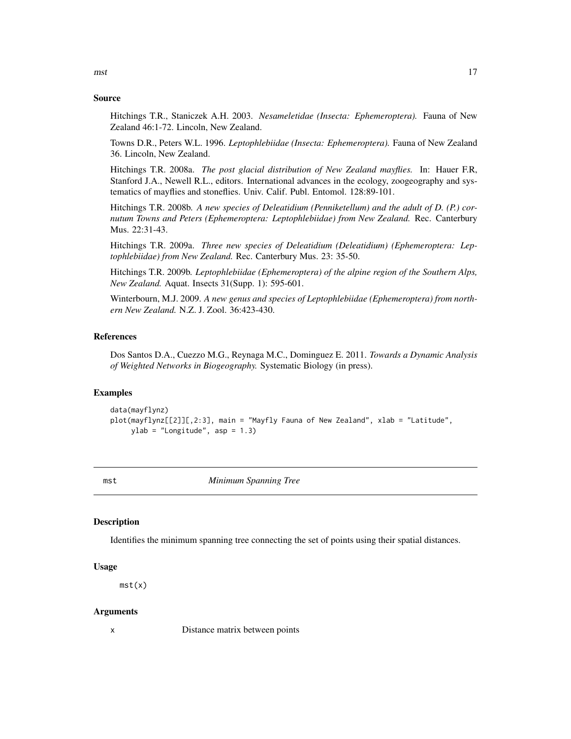### Source

Hitchings T.R., Staniczek A.H. 2003. *Nesameletidae (Insecta: Ephemeroptera).* Fauna of New Zealand 46:1-72. Lincoln, New Zealand.

Towns D.R., Peters W.L. 1996. *Leptophlebiidae (Insecta: Ephemeroptera).* Fauna of New Zealand 36. Lincoln, New Zealand.

Hitchings T.R. 2008a. *The post glacial distribution of New Zealand mayflies.* In: Hauer F.R, Stanford J.A., Newell R.L., editors. International advances in the ecology, zoogeography and systematics of mayflies and stoneflies. Univ. Calif. Publ. Entomol. 128:89-101.

Hitchings T.R. 2008b. *A new species of Deleatidium (Penniketellum) and the adult of D. (P.) cornutum Towns and Peters (Ephemeroptera: Leptophlebiidae) from New Zealand.* Rec. Canterbury Mus. 22:31-43.

Hitchings T.R. 2009a. *Three new species of Deleatidium (Deleatidium) (Ephemeroptera: Leptophlebiidae) from New Zealand.* Rec. Canterbury Mus. 23: 35-50.

Hitchings T.R. 2009b. *Leptophlebiidae (Ephemeroptera) of the alpine region of the Southern Alps, New Zealand.* Aquat. Insects 31(Supp. 1): 595-601.

Winterbourn, M.J. 2009. *A new genus and species of Leptophlebiidae (Ephemeroptera) from northern New Zealand.* N.Z. J. Zool. 36:423-430.

### References

Dos Santos D.A., Cuezzo M.G., Reynaga M.C., Dominguez E. 2011. *Towards a Dynamic Analysis of Weighted Networks in Biogeography.* Systematic Biology (in press).

### Examples

```
data(mayflynz)
plot(mayflynz[[2]][,2:3], main = "Mayfly Fauna of New Zealand", xlab = "Latitude",
     ylab = "Longitude", asp = 1.3)
```

---

## mst — *Minimum Spanning Tree*

---

### Description

Identifies the minimum spanning tree connecting the set of points using their spatial distances.

### Usage

```
mst(x)
```

### Arguments

x — Distance matrix between points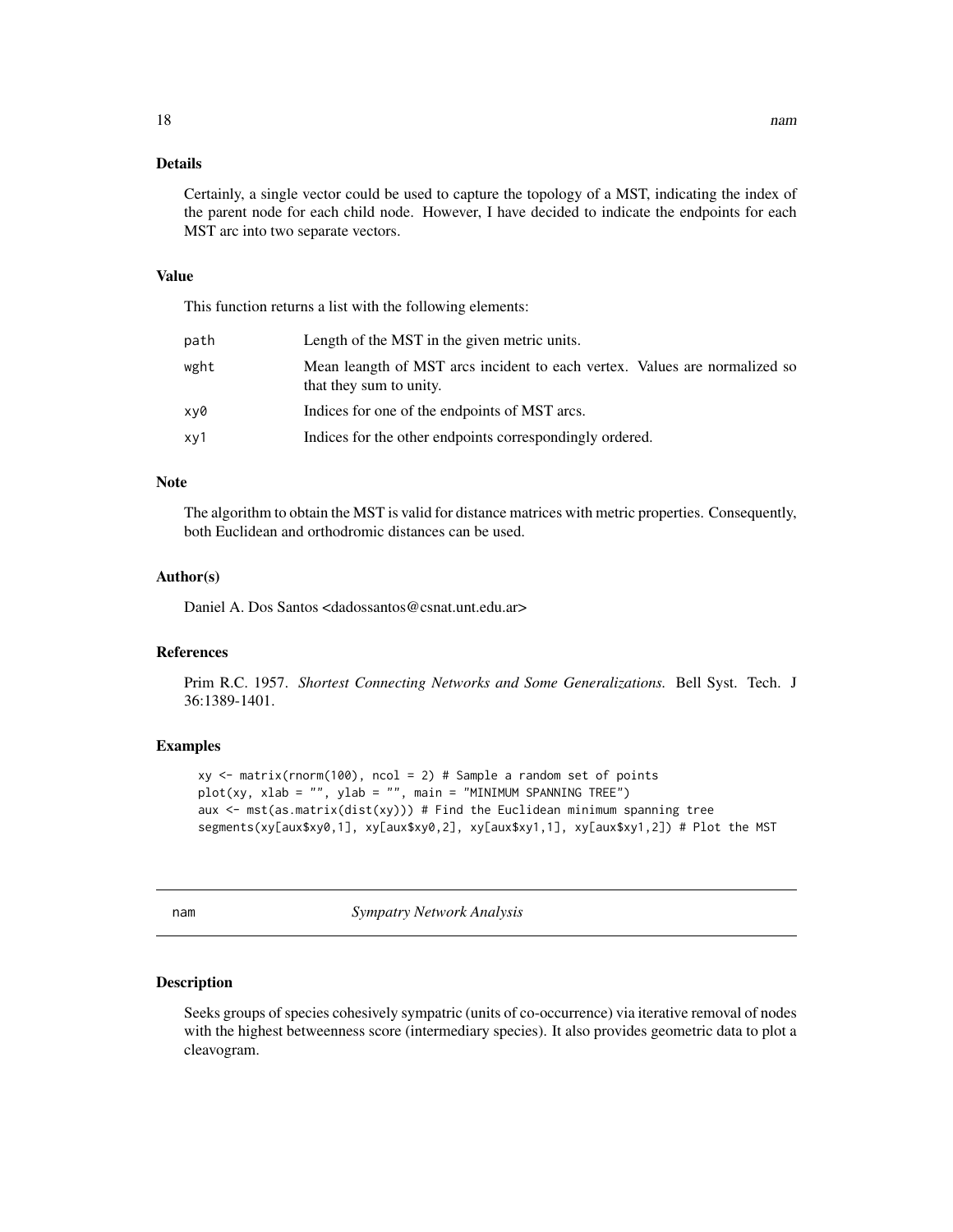### Details

Certainly, a single vector could be used to capture the topology of a MST, indicating the index of the parent node for each child node. However, I have decided to indicate the endpoints for each MST arc into two separate vectors.

### Value

This function returns a list with the following elements:

| | |
|---|---|
| path | Length of the MST in the given metric units. |
| wght | Mean leangth of MST arcs incident to each vertex. Values are normalized so that they sum to unity. |
| xy0 | Indices for one of the endpoints of MST arcs. |
| xy1 | Indices for the other endpoints correspondingly ordered. |

### Note

The algorithm to obtain the MST is valid for distance matrices with metric properties. Consequently, both Euclidean and orthodromic distances can be used.

### Author(s)

Daniel A. Dos Santos <dadossantos@csnat.unt.edu.ar>

### References

Prim R.C. 1957. *Shortest Connecting Networks and Some Generalizations.* Bell Syst. Tech. J 36:1389-1401.

### Examples

```
xy <- matrix(rnorm(100), ncol = 2) # Sample a random set of points
plot(xy, xlab = "", ylab = "", main = "MINIMUM SPANNING TREE")
aux <- mst(as.matrix(dist(xy))) # Find the Euclidean minimum spanning tree
segments(xy[aux$xy0,1], xy[aux$xy0,2], xy[aux$xy1,1], xy[aux$xy1,2]) # Plot the MST
```

---

## nam *Sympatry Network Analysis*

### Description

Seeks groups of species cohesively sympatric (units of co-occurrence) via iterative removal of nodes with the highest betweenness score (intermediary species). It also provides geometric data to plot a cleavogram.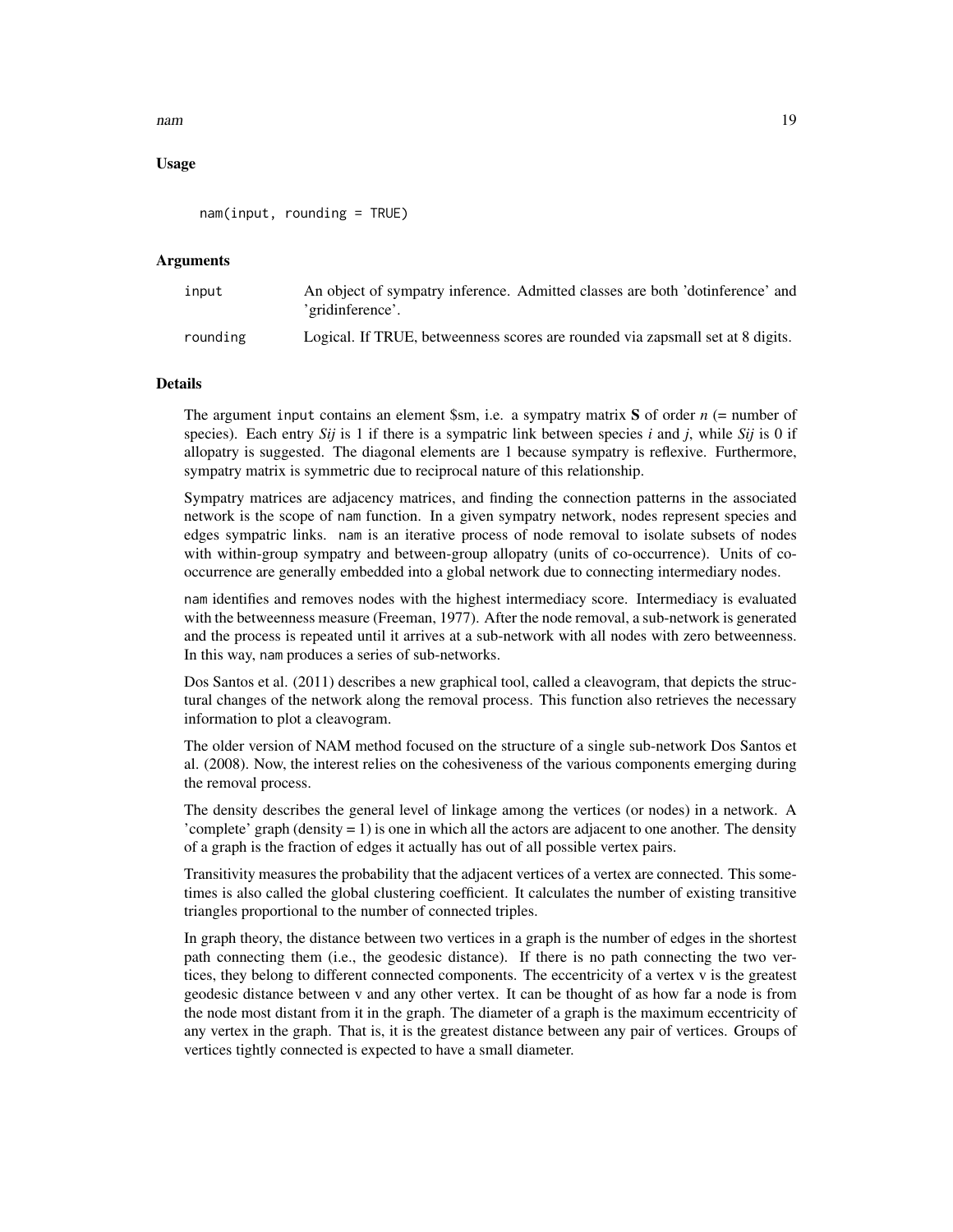## Usage

```
nam(input, rounding = TRUE)
```

## Arguments

| | |
|---|---|
| input | An object of sympatry inference. Admitted classes are both 'dotinference' and 'gridinference'. |
| rounding | Logical. If TRUE, betweenness scores are rounded via zapsmall set at 8 digits. |

## Details

The argument input contains an element $sm, i.e. a sympatry matrix **S** of order $n$ (= number of species). Each entry $S_{ij}$ is 1 if there is a sympatric link between species $i$ and $j$, while $S_{ij}$ is 0 if allopatry is suggested. The diagonal elements are 1 because sympatry is reflexive. Furthermore, sympatry matrix is symmetric due to reciprocal nature of this relationship.

Sympatry matrices are adjacency matrices, and finding the connection patterns in the associated network is the scope of nam function. In a given sympatry network, nodes represent species and edges sympatric links. nam is an iterative process of node removal to isolate subsets of nodes with within-group sympatry and between-group allopatry (units of co-occurrence). Units of co-occurrence are generally embedded into a global network due to connecting intermediary nodes.

nam identifies and removes nodes with the highest intermediacy score. Intermediacy is evaluated with the betweenness measure (Freeman, 1977). After the node removal, a sub-network is generated and the process is repeated until it arrives at a sub-network with all nodes with zero betweenness. In this way, nam produces a series of sub-networks.

Dos Santos et al. (2011) describes a new graphical tool, called a cleavogram, that depicts the structural changes of the network along the removal process. This function also retrieves the necessary information to plot a cleavogram.

The older version of NAM method focused on the structure of a single sub-network Dos Santos et al. (2008). Now, the interest relies on the cohesiveness of the various components emerging during the removal process.

The density describes the general level of linkage among the vertices (or nodes) in a network. A 'complete' graph (density = 1) is one in which all the actors are adjacent to one another. The density of a graph is the fraction of edges it actually has out of all possible vertex pairs.

Transitivity measures the probability that the adjacent vertices of a vertex are connected. This sometimes is also called the global clustering coefficient. It calculates the number of existing transitive triangles proportional to the number of connected triples.

In graph theory, the distance between two vertices in a graph is the number of edges in the shortest path connecting them (i.e., the geodesic distance). If there is no path connecting the two vertices, they belong to different connected components. The eccentricity of a vertex v is the greatest geodesic distance between v and any other vertex. It can be thought of as how far a node is from the node most distant from it in the graph. The diameter of a graph is the maximum eccentricity of any vertex in the graph. That is, it is the greatest distance between any pair of vertices. Groups of vertices tightly connected is expected to have a small diameter.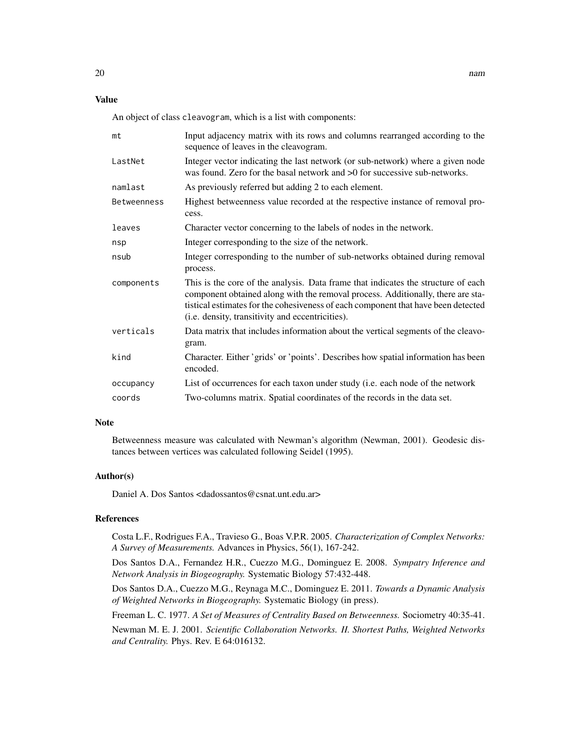## Value

An object of class cleavogram, which is a list with components:

| | |
|---|---|
| mt | Input adjacency matrix with its rows and columns rearranged according to the sequence of leaves in the cleavogram. |
| LastNet | Integer vector indicating the last network (or sub-network) where a given node was found. Zero for the basal network and >0 for successive sub-networks. |
| namlast | As previously referred but adding 2 to each element. |
| Betweenness | Highest betweenness value recorded at the respective instance of removal process. |
| leaves | Character vector concerning to the labels of nodes in the network. |
| nsp | Integer corresponding to the size of the network. |
| nsub | Integer corresponding to the number of sub-networks obtained during removal process. |
| components | This is the core of the analysis. Data frame that indicates the structure of each component obtained along with the removal process. Additionally, there are statistical estimates for the cohesiveness of each component that have been detected (i.e. density, transitivity and eccentricities). |
| verticals | Data matrix that includes information about the vertical segments of the cleavogram. |
| kind | Character. Either 'grids' or 'points'. Describes how spatial information has been encoded. |
| occupancy | List of occurrences for each taxon under study (i.e. each node of the network |
| coords | Two-columns matrix. Spatial coordinates of the records in the data set. |

## Note

Betweenness measure was calculated with Newman's algorithm (Newman, 2001). Geodesic distances between vertices was calculated following Seidel (1995).

## Author(s)

Daniel A. Dos Santos <dadossantos@csnat.unt.edu.ar>

## References

Costa L.F., Rodrigues F.A., Travieso G., Boas V.P.R. 2005. *Characterization of Complex Networks: A Survey of Measurements.* Advances in Physics, 56(1), 167-242.

Dos Santos D.A., Fernandez H.R., Cuezzo M.G., Dominguez E. 2008. *Sympatry Inference and Network Analysis in Biogeography.* Systematic Biology 57:432-448.

Dos Santos D.A., Cuezzo M.G., Reynaga M.C., Dominguez E. 2011. *Towards a Dynamic Analysis of Weighted Networks in Biogeography.* Systematic Biology (in press).

Freeman L. C. 1977. *A Set of Measures of Centrality Based on Betweenness.* Sociometry 40:35-41.

Newman M. E. J. 2001. *Scientific Collaboration Networks. II. Shortest Paths, Weighted Networks and Centrality.* Phys. Rev. E 64:016132.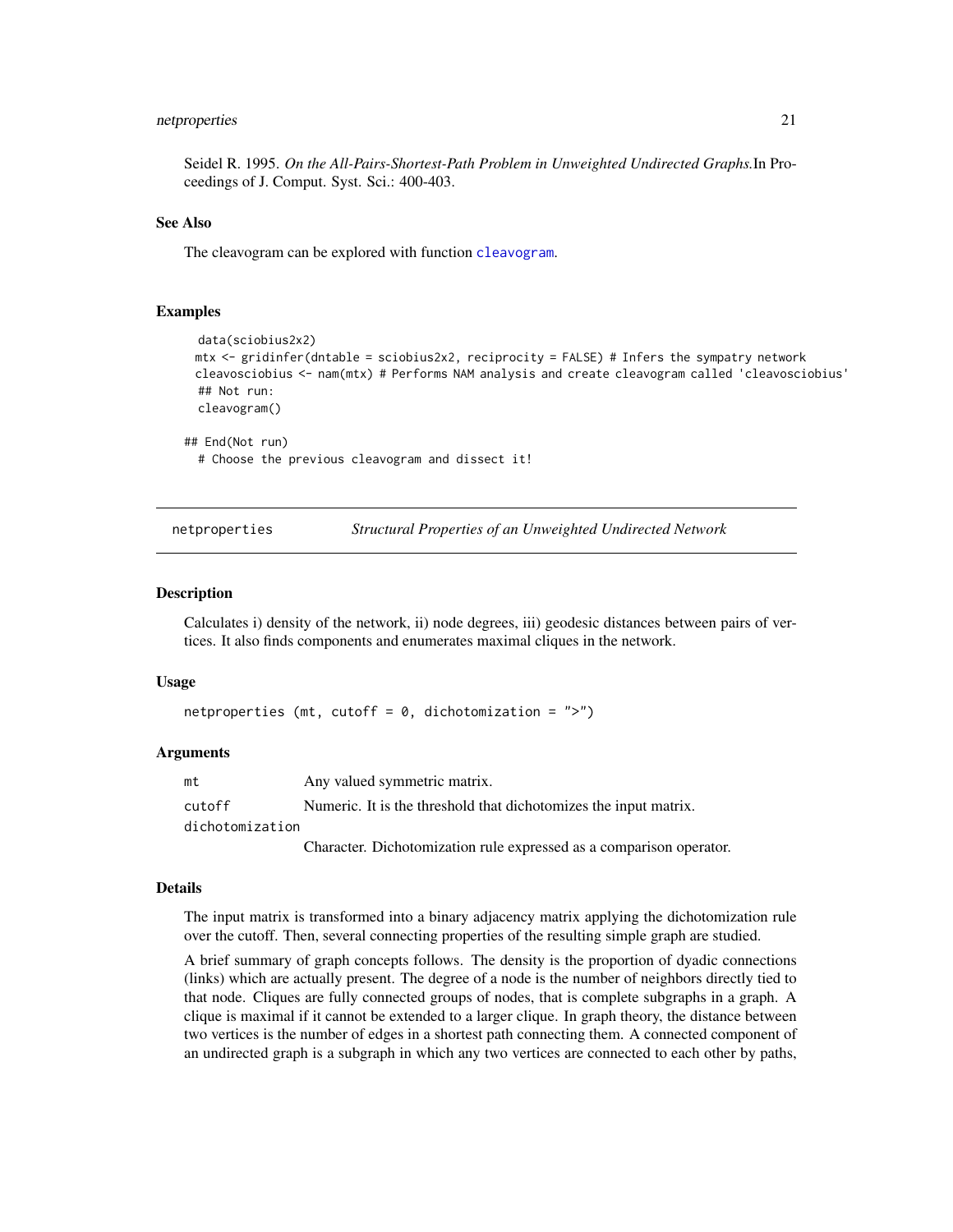Seidel R. 1995. *On the All-Pairs-Shortest-Path Problem in Unweighted Undirected Graphs.*In Proceedings of J. Comput. Syst. Sci.: 400-403.

### See Also

The cleavogram can be explored with function `cleavogram`.

### Examples

```
data(sciobius2x2)
mtx <- gridinfer(dntable = sciobius2x2, reciprocity = FALSE) # Infers the sympatry network
cleavosciobius <- nam(mtx) # Performs NAM analysis and create cleavogram called 'cleavosciobius'
## Not run:
cleavogram()

## End(Not run)
# Choose the previous cleavogram and dissect it!
```

---

## netproperties — *Structural Properties of an Unweighted Undirected Network*

---

### Description

Calculates i) density of the network, ii) node degrees, iii) geodesic distances between pairs of vertices. It also finds components and enumerates maximal cliques in the network.

### Usage

```
netproperties (mt, cutoff = 0, dichotomization = ">")
```

### Arguments

| | |
|---|---|
| `mt` | Any valued symmetric matrix. |
| `cutoff` | Numeric. It is the threshold that dichotomizes the input matrix. |
| `dichotomization` | Character. Dichotomization rule expressed as a comparison operator. |

### Details

The input matrix is transformed into a binary adjacency matrix applying the dichotomization rule over the cutoff. Then, several connecting properties of the resulting simple graph are studied.

A brief summary of graph concepts follows. The density is the proportion of dyadic connections (links) which are actually present. The degree of a node is the number of neighbors directly tied to that node. Cliques are fully connected groups of nodes, that is complete subgraphs in a graph. A clique is maximal if it cannot be extended to a larger clique. In graph theory, the distance between two vertices is the number of edges in a shortest path connecting them. A connected component of an undirected graph is a subgraph in which any two vertices are connected to each other by paths,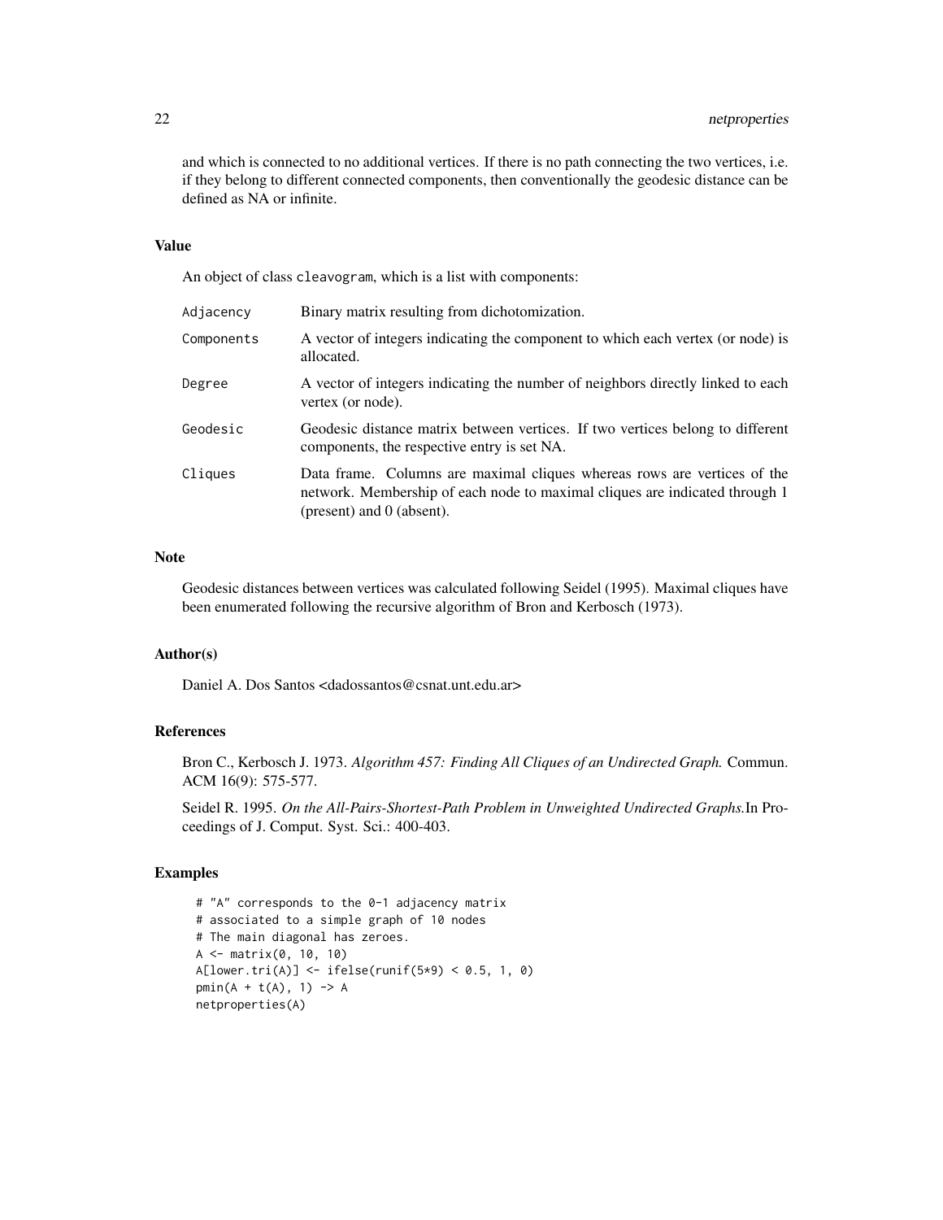and which is connected to no additional vertices. If there is no path connecting the two vertices, i.e. if they belong to different connected components, then conventionally the geodesic distance can be defined as NA or infinite.

## Value

An object of class cleavogram, which is a list with components:

| | |
|---|---|
| Adjacency | Binary matrix resulting from dichotomization. |
| Components | A vector of integers indicating the component to which each vertex (or node) is allocated. |
| Degree | A vector of integers indicating the number of neighbors directly linked to each vertex (or node). |
| Geodesic | Geodesic distance matrix between vertices. If two vertices belong to different components, the respective entry is set NA. |
| Cliques | Data frame. Columns are maximal cliques whereas rows are vertices of the network. Membership of each node to maximal cliques are indicated through 1 (present) and 0 (absent). |

## Note

Geodesic distances between vertices was calculated following Seidel (1995). Maximal cliques have been enumerated following the recursive algorithm of Bron and Kerbosch (1973).

## Author(s)

Daniel A. Dos Santos <dadossantos@csnat.unt.edu.ar>

## References

Bron C., Kerbosch J. 1973. *Algorithm 457: Finding All Cliques of an Undirected Graph.* Commun. ACM 16(9): 575-577.

Seidel R. 1995. *On the All-Pairs-Shortest-Path Problem in Unweighted Undirected Graphs.*In Proceedings of J. Comput. Syst. Sci.: 400-403.

## Examples

```
# "A" corresponds to the 0-1 adjacency matrix
# associated to a simple graph of 10 nodes
# The main diagonal has zeroes.
A <- matrix(0, 10, 10)
A[lower.tri(A)] <- ifelse(runif(5*9) < 0.5, 1, 0)
pmin(A + t(A), 1) -> A
netproperties(A)
```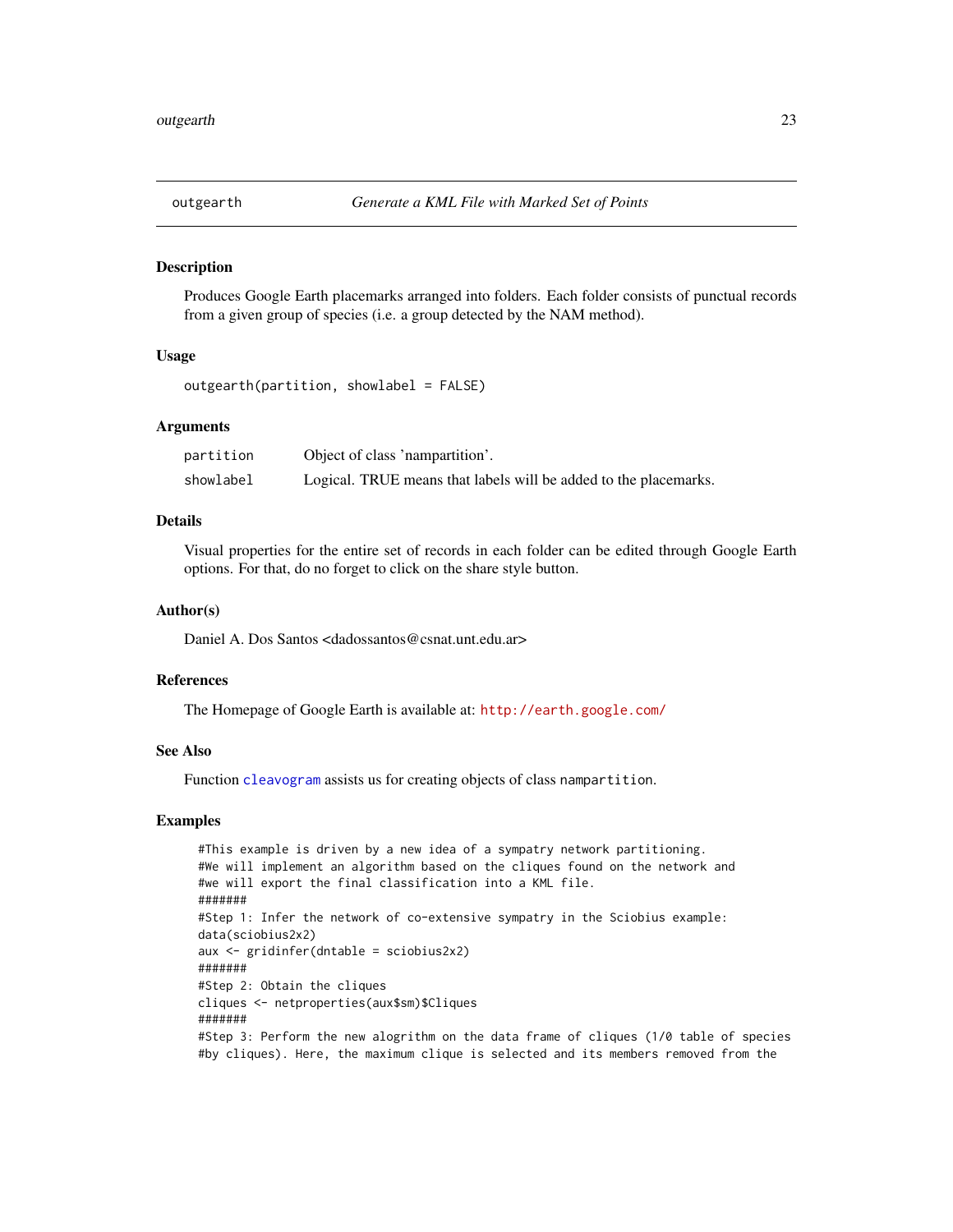## outgearth — *Generate a KML File with Marked Set of Points*

### Description

Produces Google Earth placemarks arranged into folders. Each folder consists of punctual records from a given group of species (i.e. a group detected by the NAM method).

### Usage

```
outgearth(partition, showlabel = FALSE)
```

### Arguments

| | |
|---|---|
| `partition` | Object of class 'nampartition'. |
| `showlabel` | Logical. TRUE means that labels will be added to the placemarks. |

### Details

Visual properties for the entire set of records in each folder can be edited through Google Earth options. For that, do no forget to click on the share style button.

### Author(s)

Daniel A. Dos Santos <dadossantos@csnat.unt.edu.ar>

### References

The Homepage of Google Earth is available at: http://earth.google.com/

### See Also

Function `cleavogram` assists us for creating objects of class `nampartition`.

### Examples

```
#This example is driven by a new idea of a sympatry network partitioning.
#We will implement an algorithm based on the cliques found on the network and
#we will export the final classification into a KML file.
#######
#Step 1: Infer the network of co-extensive sympatry in the Sciobius example:
data(sciobius2x2)
aux <- gridinfer(dntable = sciobius2x2)
#######
#Step 2: Obtain the cliques
cliques <- netproperties(aux$sm)$Cliques
#######
#Step 3: Perform the new alogrithm on the data frame of cliques (1/0 table of species
#by cliques). Here, the maximum clique is selected and its members removed from the
```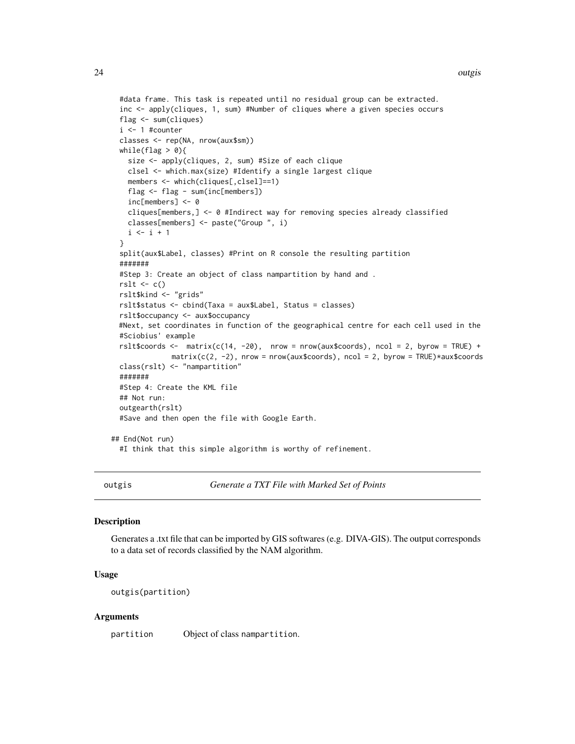```
  #data frame. This task is repeated until no residual group can be extracted.
  inc <- apply(cliques, 1, sum) #Number of cliques where a given species occurs
  flag <- sum(cliques)
  i <- 1 #counter
  classes <- rep(NA, nrow(aux$sm))
  while(flag > 0){
    size <- apply(cliques, 2, sum) #Size of each clique
    clsel <- which.max(size) #Identify a single largest clique
    members <- which(cliques[,clsel]==1)
    flag <- flag - sum(inc[members])
    inc[members] <- 0
    cliques[members,] <- 0 #Indirect way for removing species already classified
    classes[members] <- paste("Group ", i)
    i <- i + 1
  }
  split(aux$Label, classes) #Print on R console the resulting partition
  #######
  #Step 3: Create an object of class nampartition by hand and .
  rslt <- c()
  rslt$kind <- "grids"
  rslt$status <- cbind(Taxa = aux$Label, Status = classes)
  rslt$occupancy <- aux$occupancy
  #Next, set coordinates in function of the geographical centre for each cell used in the
  #Sciobius' example
  rslt$coords <-  matrix(c(14, -20),  nrow = nrow(aux$coords), ncol = 2, byrow = TRUE) +
              matrix(c(2, -2), nrow = nrow(aux$coords), ncol = 2, byrow = TRUE)*aux$coords
  class(rslt) <- "nampartition"
  #######
  #Step 4: Create the KML file
  ## Not run:
  outgearth(rslt)
  #Save and then open the file with Google Earth.

## End(Not run)
  #I think that this simple algorithm is worthy of refinement.
```

## outgis — *Generate a TXT File with Marked Set of Points*

### Description

Generates a .txt file that can be imported by GIS softwares (e.g. DIVA-GIS). The output corresponds to a data set of records classified by the NAM algorithm.

### Usage

```
outgis(partition)
```

### Arguments

| | |
|---|---|
| partition | Object of class nampartition. |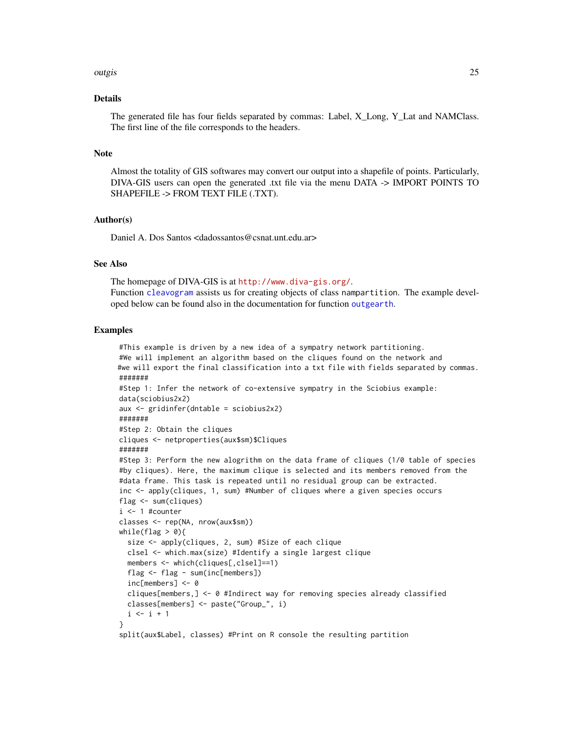### Details

The generated file has four fields separated by commas: Label, X_Long, Y_Lat and NAMClass. The first line of the file corresponds to the headers.

### Note

Almost the totality of GIS softwares may convert our output into a shapefile of points. Particularly, DIVA-GIS users can open the generated .txt file via the menu DATA -> IMPORT POINTS TO SHAPEFILE -> FROM TEXT FILE (.TXT).

### Author(s)

Daniel A. Dos Santos <dadossantos@csnat.unt.edu.ar>

### See Also

The homepage of DIVA-GIS is at http://www.diva-gis.org/.
Function cleavogram assists us for creating objects of class nampartition. The example developed below can be found also in the documentation for function outgearth.

### Examples

```
#This example is driven by a new idea of a sympatry network partitioning.
#We will implement an algorithm based on the cliques found on the network and
#we will export the final classification into a txt file with fields separated by commas.
#######
#Step 1: Infer the network of co-extensive sympatry in the Sciobius example:
data(sciobius2x2)
aux <- gridinfer(dntable = sciobius2x2)
#######
#Step 2: Obtain the cliques
cliques <- netproperties(aux$sm)$Cliques
#######
#Step 3: Perform the new alogrithm on the data frame of cliques (1/0 table of species
#by cliques). Here, the maximum clique is selected and its members removed from the
#data frame. This task is repeated until no residual group can be extracted.
inc <- apply(cliques, 1, sum) #Number of cliques where a given species occurs
flag <- sum(cliques)
i <- 1 #counter
classes <- rep(NA, nrow(aux$sm))
while(flag > 0){
  size <- apply(cliques, 2, sum) #Size of each clique
  clsel <- which.max(size) #Identify a single largest clique
  members <- which(cliques[,clsel]==1)
  flag <- flag - sum(inc[members])
  inc[members] <- 0
  cliques[members,] <- 0 #Indirect way for removing species already classified
  classes[members] <- paste("Group_", i)
  i <- i + 1
}
split(aux$Label, classes) #Print on R console the resulting partition
```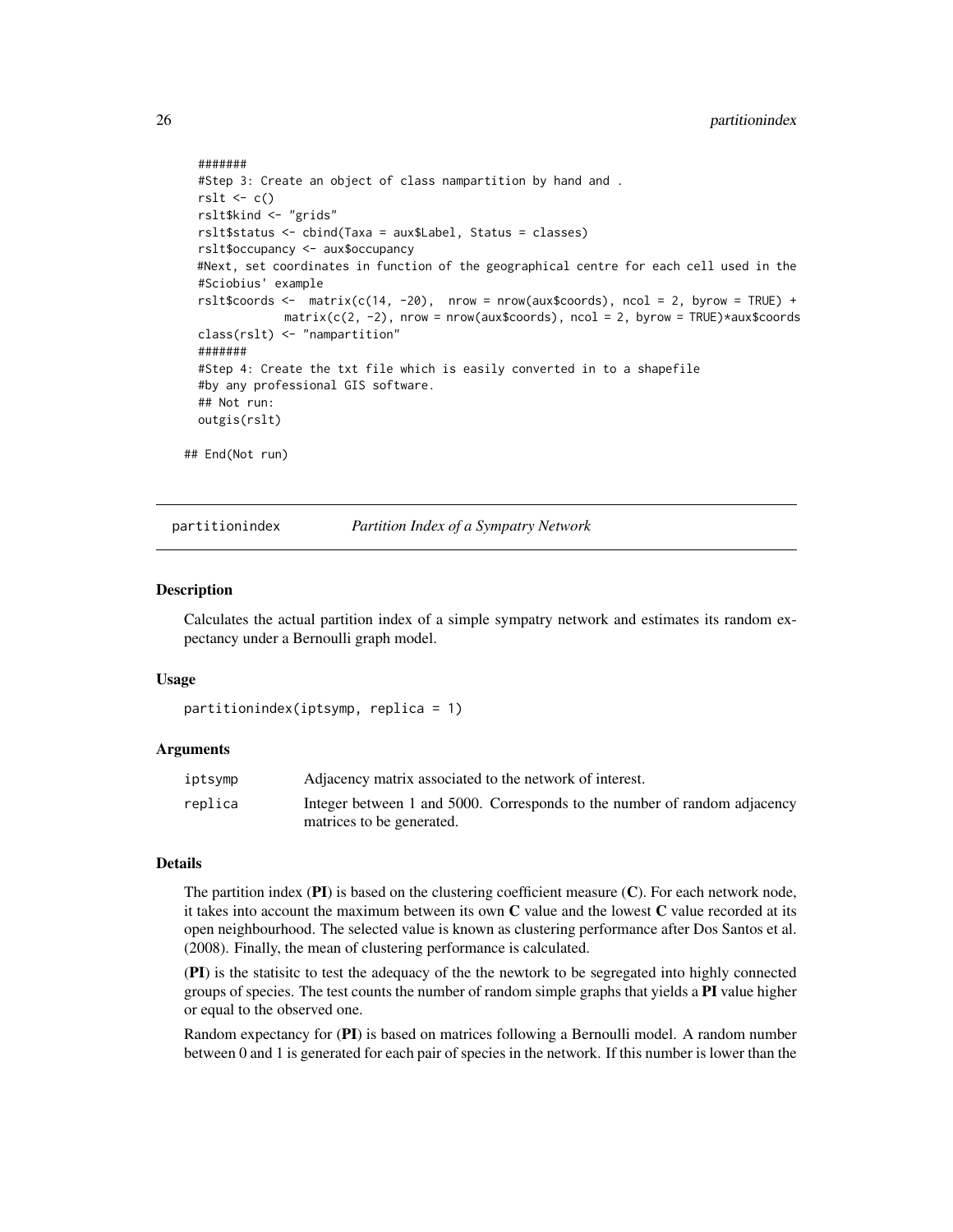```
  #######
  #Step 3: Create an object of class nampartition by hand and .
  rslt <- c()
  rslt$kind <- "grids"
  rslt$status <- cbind(Taxa = aux$Label, Status = classes)
  rslt$occupancy <- aux$occupancy
  #Next, set coordinates in function of the geographical centre for each cell used in the
  #Sciobius' example
  rslt$coords <-  matrix(c(14, -20),  nrow = nrow(aux$coords), ncol = 2, byrow = TRUE) +
              matrix(c(2, -2), nrow = nrow(aux$coords), ncol = 2, byrow = TRUE)*aux$coords
  class(rslt) <- "nampartition"
  #######
  #Step 4: Create the txt file which is easily converted in to a shapefile
  #by any professional GIS software.
  ## Not run:
  outgis(rslt)

## End(Not run)
```

## partitionindex *Partition Index of a Sympatry Network*

### Description

Calculates the actual partition index of a simple sympatry network and estimates its random expectancy under a Bernoulli graph model.

### Usage

```
partitionindex(iptsymp, replica = 1)
```

### Arguments

| | |
|---|---|
| iptsymp | Adjacency matrix associated to the network of interest. |
| replica | Integer between 1 and 5000. Corresponds to the number of random adjacency matrices to be generated. |

### Details

The partition index (**PI**) is based on the clustering coefficient measure (**C**). For each network node, it takes into account the maximum between its own **C** value and the lowest **C** value recorded at its open neighbourhood. The selected value is known as clustering performance after Dos Santos et al. (2008). Finally, the mean of clustering performance is calculated.

(**PI**) is the statisitc to test the adequacy of the the newtork to be segregated into highly connected groups of species. The test counts the number of random simple graphs that yields a **PI** value higher or equal to the observed one.

Random expectancy for (**PI**) is based on matrices following a Bernoulli model. A random number between 0 and 1 is generated for each pair of species in the network. If this number is lower than the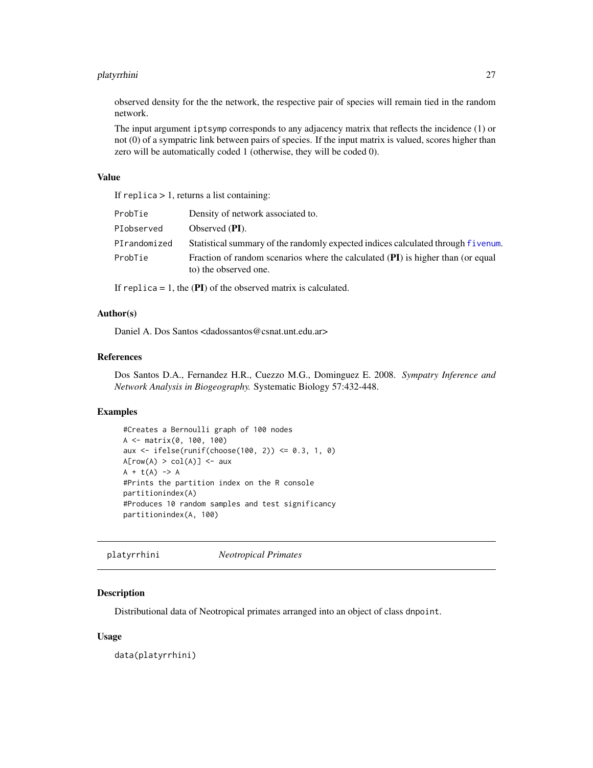observed density for the the network, the respective pair of species will remain tied in the random network.

The input argument iptsymp corresponds to any adjacency matrix that reflects the incidence (1) or not (0) of a sympatric link between pairs of species. If the input matrix is valued, scores higher than zero will be automatically coded 1 (otherwise, they will be coded 0).

### Value

If replica > 1, returns a list containing:

| | |
|---|---|
| ProbTie | Density of network associated to. |
| PIobserved | Observed (**PI**). |
| PIrandomized | Statistical summary of the randomly expected indices calculated through fivenum. |
| ProbTie | Fraction of random scenarios where the calculated (**PI**) is higher than (or equal to) the observed one. |

If replica = 1, the (**PI**) of the observed matrix is calculated.

### Author(s)

Daniel A. Dos Santos <dadossantos@csnat.unt.edu.ar>

### References

Dos Santos D.A., Fernandez H.R., Cuezzo M.G., Dominguez E. 2008. *Sympatry Inference and Network Analysis in Biogeography.* Systematic Biology 57:432-448.

### Examples

```
#Creates a Bernoulli graph of 100 nodes
A <- matrix(0, 100, 100)
aux <- ifelse(runif(choose(100, 2)) <= 0.3, 1, 0)
A[row(A) > col(A)] <- aux
A + t(A) -> A
#Prints the partition index on the R console
partitionindex(A)
#Produces 10 random samples and test significancy
partitionindex(A, 100)
```

---

## platyrrhini *Neotropical Primates*

### Description

Distributional data of Neotropical primates arranged into an object of class dnpoint.

### Usage

data(platyrrhini)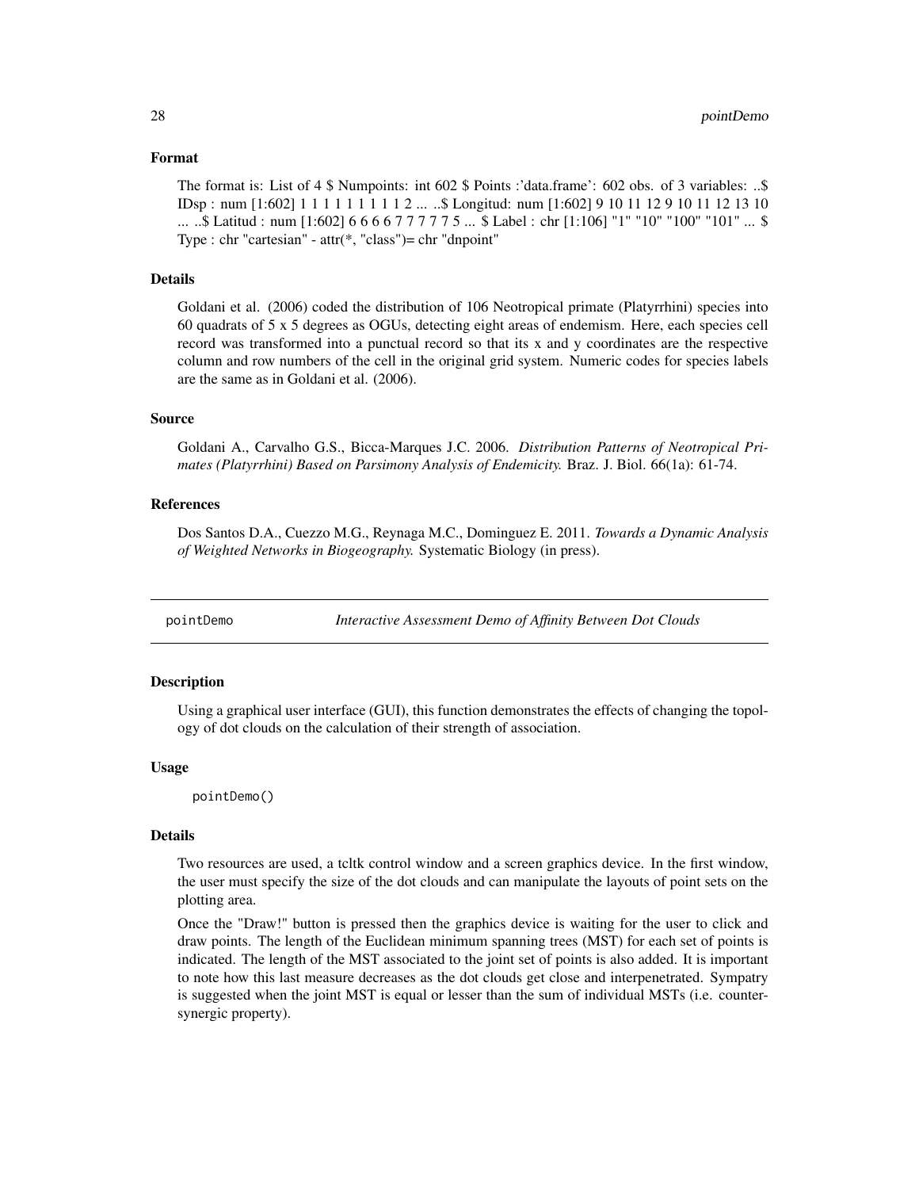### Format

The format is: List of 4 $ Numpoints: int 602 $ Points :'data.frame': 602 obs. of 3 variables: ..$ IDsp : num [1:602] 1 1 1 1 1 1 1 1 1 2 ... ..$ Longitud: num [1:602] 9 10 11 12 9 10 11 12 13 10 ... ..$ Latitud : num [1:602] 6 6 6 6 7 7 7 7 7 5 ... $ Label : chr [1:106] "1" "10" "100" "101" ... $ Type : chr "cartesian" - attr(*, "class")= chr "dnpoint"

### Details

Goldani et al. (2006) coded the distribution of 106 Neotropical primate (Platyrrhini) species into 60 quadrats of 5 x 5 degrees as OGUs, detecting eight areas of endemism. Here, each species cell record was transformed into a punctual record so that its x and y coordinates are the respective column and row numbers of the cell in the original grid system. Numeric codes for species labels are the same as in Goldani et al. (2006).

### Source

Goldani A., Carvalho G.S., Bicca-Marques J.C. 2006. *Distribution Patterns of Neotropical Primates (Platyrrhini) Based on Parsimony Analysis of Endemicity.* Braz. J. Biol. 66(1a): 61-74.

### References

Dos Santos D.A., Cuezzo M.G., Reynaga M.C., Dominguez E. 2011. *Towards a Dynamic Analysis of Weighted Networks in Biogeography.* Systematic Biology (in press).

---

## pointDemo — *Interactive Assessment Demo of Affinity Between Dot Clouds*

### Description

Using a graphical user interface (GUI), this function demonstrates the effects of changing the topology of dot clouds on the calculation of their strength of association.

### Usage

```
pointDemo()
```

### Details

Two resources are used, a tcltk control window and a screen graphics device. In the first window, the user must specify the size of the dot clouds and can manipulate the layouts of point sets on the plotting area.

Once the "Draw!" button is pressed then the graphics device is waiting for the user to click and draw points. The length of the Euclidean minimum spanning trees (MST) for each set of points is indicated. The length of the MST associated to the joint set of points is also added. It is important to note how this last measure decreases as the dot clouds get close and interpenetrated. Sympatry is suggested when the joint MST is equal or lesser than the sum of individual MSTs (i.e. countersynergic property).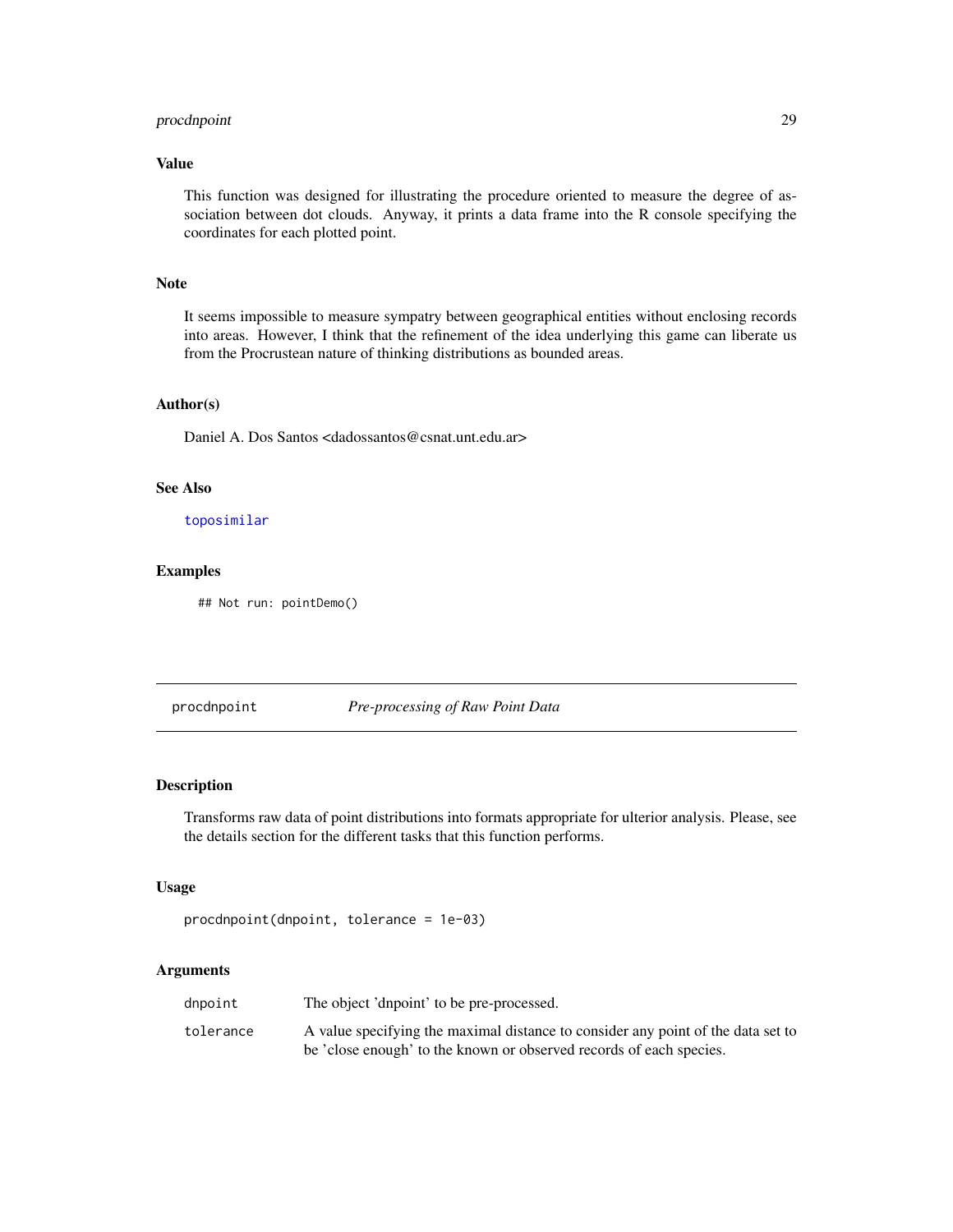### Value

This function was designed for illustrating the procedure oriented to measure the degree of association between dot clouds. Anyway, it prints a data frame into the R console specifying the coordinates for each plotted point.

### Note

It seems impossible to measure sympatry between geographical entities without enclosing records into areas. However, I think that the refinement of the idea underlying this game can liberate us from the Procrustean nature of thinking distributions as bounded areas.

### Author(s)

Daniel A. Dos Santos <dadossantos@csnat.unt.edu.ar>

### See Also

toposimilar

### Examples

```
## Not run: pointDemo()
```

---

## procdnpoint — *Pre-processing of Raw Point Data*

### Description

Transforms raw data of point distributions into formats appropriate for ulterior analysis. Please, see the details section for the different tasks that this function performs.

### Usage

```
procdnpoint(dnpoint, tolerance = 1e-03)
```

### Arguments

| | |
|---|---|
| dnpoint | The object 'dnpoint' to be pre-processed. |
| tolerance | A value specifying the maximal distance to consider any point of the data set to be 'close enough' to the known or observed records of each species. |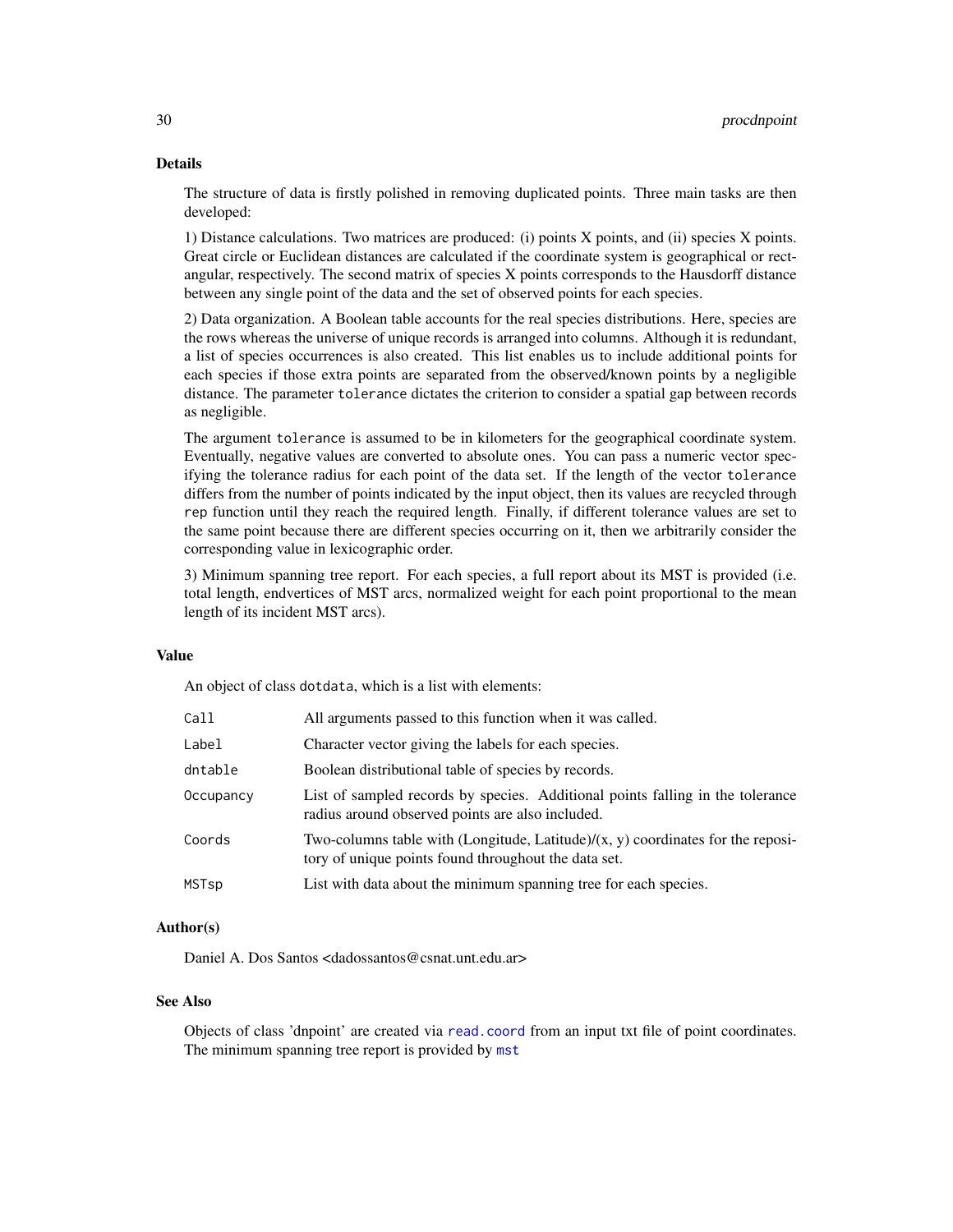## Details

The structure of data is firstly polished in removing duplicated points. Three main tasks are then developed:

1) Distance calculations. Two matrices are produced: (i) points X points, and (ii) species X points. Great circle or Euclidean distances are calculated if the coordinate system is geographical or rectangular, respectively. The second matrix of species X points corresponds to the Hausdorff distance between any single point of the data and the set of observed points for each species.

2) Data organization. A Boolean table accounts for the real species distributions. Here, species are the rows whereas the universe of unique records is arranged into columns. Although it is redundant, a list of species occurrences is also created. This list enables us to include additional points for each species if those extra points are separated from the observed/known points by a negligible distance. The parameter `tolerance` dictates the criterion to consider a spatial gap between records as negligible.

The argument `tolerance` is assumed to be in kilometers for the geographical coordinate system. Eventually, negative values are converted to absolute ones. You can pass a numeric vector specifying the tolerance radius for each point of the data set. If the length of the vector `tolerance` differs from the number of points indicated by the input object, then its values are recycled through `rep` function until they reach the required length. Finally, if different tolerance values are set to the same point because there are different species occurring on it, then we arbitrarily consider the corresponding value in lexicographic order.

3) Minimum spanning tree report. For each species, a full report about its MST is provided (i.e. total length, endvertices of MST arcs, normalized weight for each point proportional to the mean length of its incident MST arcs).

## Value

An object of class `dotdata`, which is a list with elements:

| | |
|---|---|
| `Call` | All arguments passed to this function when it was called. |
| `Label` | Character vector giving the labels for each species. |
| `dntable` | Boolean distributional table of species by records. |
| `Occupancy` | List of sampled records by species. Additional points falling in the tolerance radius around observed points are also included. |
| `Coords` | Two-columns table with (Longitude, Latitude)/(x, y) coordinates for the repository of unique points found throughout the data set. |
| `MSTsp` | List with data about the minimum spanning tree for each species. |

## Author(s)

Daniel A. Dos Santos <dadossantos@csnat.unt.edu.ar>

## See Also

Objects of class 'dnpoint' are created via `read.coord` from an input txt file of point coordinates. The minimum spanning tree report is provided by `mst`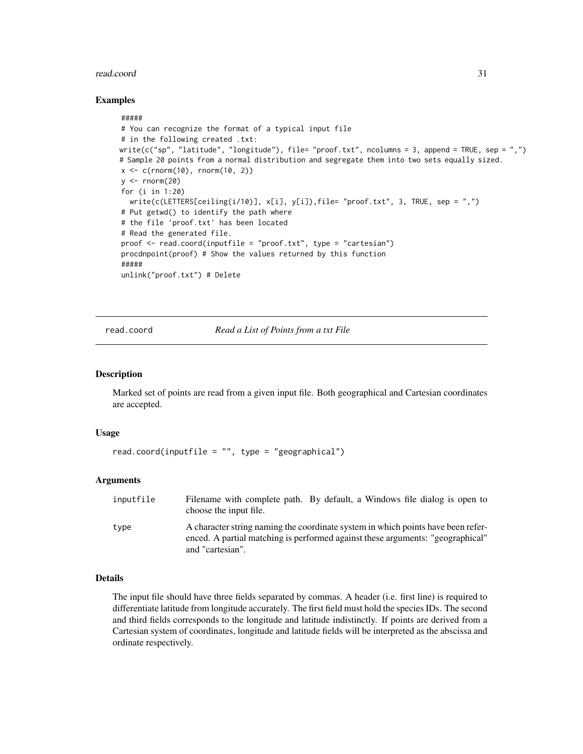### Examples

```
#####
# You can recognize the format of a typical input file
# in the following created .txt:
write(c("sp", "latitude", "longitude"), file= "proof.txt", ncolumns = 3, append = TRUE, sep = ",")
# Sample 20 points from a normal distribution and segregate them into two sets equally sized.
x <- c(rnorm(10), rnorm(10, 2))
y <- rnorm(20)
for (i in 1:20)
  write(c(LETTERS[ceiling(i/10)], x[i], y[i]),file= "proof.txt", 3, TRUE, sep = ",")
# Put getwd() to identify the path where
# the file 'proof.txt' has been located
# Read the generated file.
proof <- read.coord(inputfile = "proof.txt", type = "cartesian")
procdnpoint(proof) # Show the values returned by this function
#####
unlink("proof.txt") # Delete
```

---

## read.coord *Read a List of Points from a txt File*

---

### Description

Marked set of points are read from a given input file. Both geographical and Cartesian coordinates are accepted.

### Usage

```
read.coord(inputfile = "", type = "geographical")
```

### Arguments

| | |
|---|---|
| inputfile | Filename with complete path. By default, a Windows file dialog is open to choose the input file. |
| type | A character string naming the coordinate system in which points have been referenced. A partial matching is performed against these arguments: "geographical" and "cartesian". |

### Details

The input file should have three fields separated by commas. A header (i.e. first line) is required to differentiate latitude from longitude accurately. The first field must hold the species IDs. The second and third fields corresponds to the longitude and latitude indistinctly. If points are derived from a Cartesian system of coordinates, longitude and latitude fields will be interpreted as the abscissa and ordinate respectively.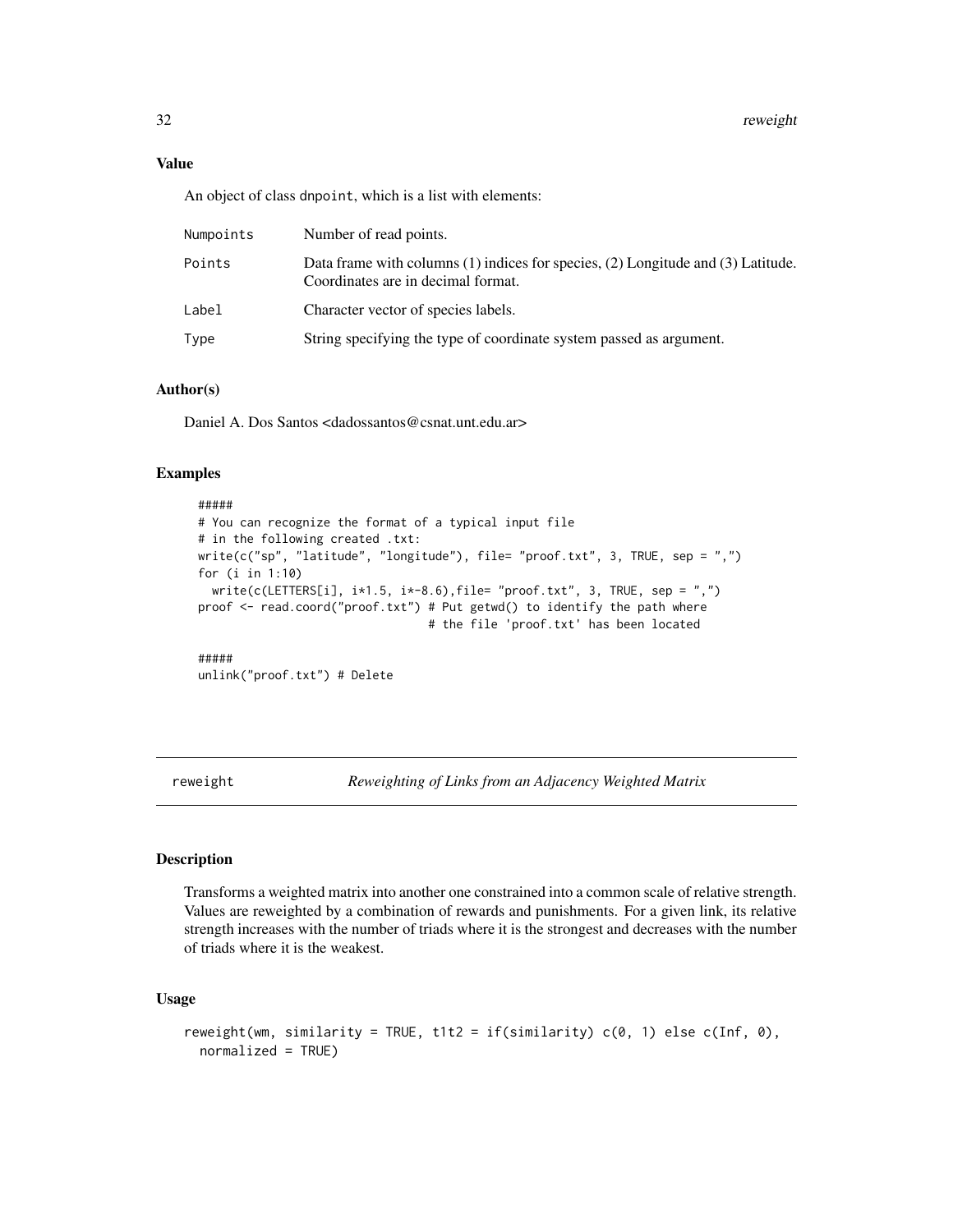## Value

An object of class dnpoint, which is a list with elements:

| | |
|---|---|
| Numpoints | Number of read points. |
| Points | Data frame with columns (1) indices for species, (2) Longitude and (3) Latitude. Coordinates are in decimal format. |
| Label | Character vector of species labels. |
| Type | String specifying the type of coordinate system passed as argument. |

## Author(s)

Daniel A. Dos Santos <dadossantos@csnat.unt.edu.ar>

## Examples

```
#####
# You can recognize the format of a typical input file
# in the following created .txt:
write(c("sp", "latitude", "longitude"), file= "proof.txt", 3, TRUE, sep = ",")
for (i in 1:10)
  write(c(LETTERS[i], i*1.5, i*-8.6),file= "proof.txt", 3, TRUE, sep = ",")
proof <- read.coord("proof.txt") # Put getwd() to identify the path where
                                 # the file 'proof.txt' has been located

#####
unlink("proof.txt") # Delete
```

---

# reweight — *Reweighting of Links from an Adjacency Weighted Matrix*

## Description

Transforms a weighted matrix into another one constrained into a common scale of relative strength. Values are reweighted by a combination of rewards and punishments. For a given link, its relative strength increases with the number of triads where it is the strongest and decreases with the number of triads where it is the weakest.

## Usage

```
reweight(wm, similarity = TRUE, t1t2 = if(similarity) c(0, 1) else c(Inf, 0),
  normalized = TRUE)
```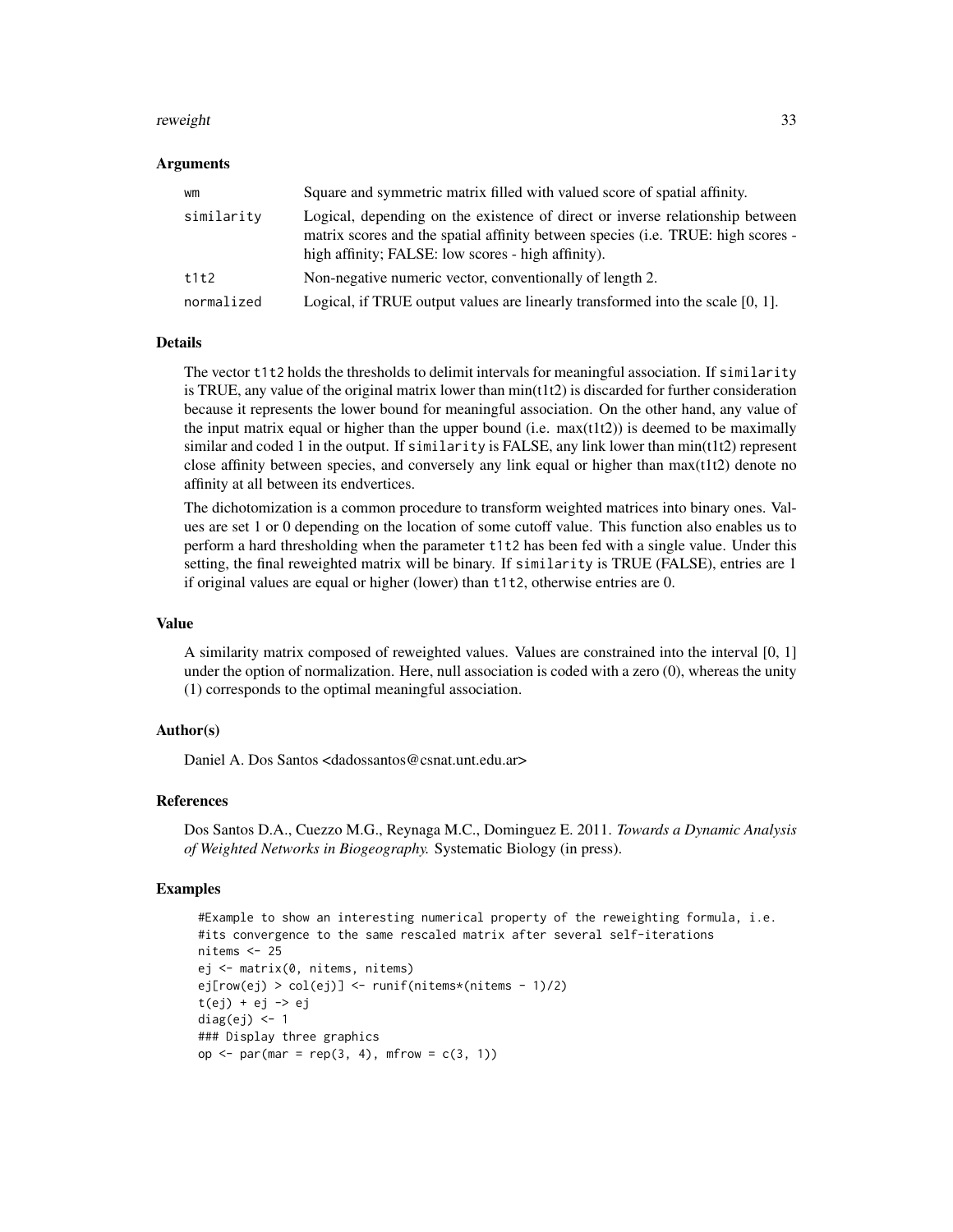## Arguments

| | |
|---|---|
| wm | Square and symmetric matrix filled with valued score of spatial affinity. |
| similarity | Logical, depending on the existence of direct or inverse relationship between matrix scores and the spatial affinity between species (i.e. TRUE: high scores - high affinity; FALSE: low scores - high affinity). |
| t1t2 | Non-negative numeric vector, conventionally of length 2. |
| normalized | Logical, if TRUE output values are linearly transformed into the scale [0, 1]. |

## Details

The vector `t1t2` holds the thresholds to delimit intervals for meaningful association. If `similarity` is TRUE, any value of the original matrix lower than min(t1t2) is discarded for further consideration because it represents the lower bound for meaningful association. On the other hand, any value of the input matrix equal or higher than the upper bound (i.e. max(t1t2)) is deemed to be maximally similar and coded 1 in the output. If `similarity` is FALSE, any link lower than min(t1t2) represent close affinity between species, and conversely any link equal or higher than max(t1t2) denote no affinity at all between its endvertices.

The dichotomization is a common procedure to transform weighted matrices into binary ones. Values are set 1 or 0 depending on the location of some cutoff value. This function also enables us to perform a hard thresholding when the parameter `t1t2` has been fed with a single value. Under this setting, the final reweighted matrix will be binary. If `similarity` is TRUE (FALSE), entries are 1 if original values are equal or higher (lower) than `t1t2`, otherwise entries are 0.

## Value

A similarity matrix composed of reweighted values. Values are constrained into the interval [0, 1] under the option of normalization. Here, null association is coded with a zero (0), whereas the unity (1) corresponds to the optimal meaningful association.

## Author(s)

Daniel A. Dos Santos <dadossantos@csnat.unt.edu.ar>

## References

Dos Santos D.A., Cuezzo M.G., Reynaga M.C., Dominguez E. 2011. *Towards a Dynamic Analysis of Weighted Networks in Biogeography.* Systematic Biology (in press).

## Examples

```
#Example to show an interesting numerical property of the reweighting formula, i.e.
#its convergence to the same rescaled matrix after several self-iterations
nitems <- 25
ej <- matrix(0, nitems, nitems)
ej[row(ej) > col(ej)] <- runif(nitems*(nitems - 1)/2)
t(ej) + ej -> ej
diag(ej) <- 1
### Display three graphics
op <- par(mar = rep(3, 4), mfrow = c(3, 1))
```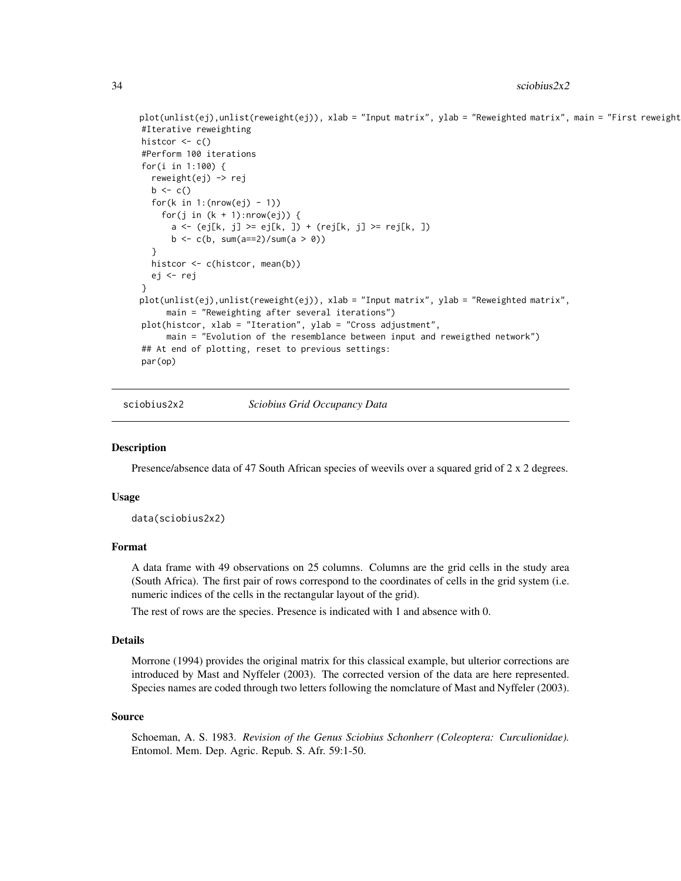```
plot(unlist(ej),unlist(reweight(ej)), xlab = "Input matrix", ylab = "Reweighted matrix", main = "First reweight
#Iterative reweighting
histcor <- c()
#Perform 100 iterations
for(i in 1:100) {
  reweight(ej) -> rej
  b <- c()
  for(k in 1:(nrow(ej) - 1))
    for(j in (k + 1):nrow(ej)) {
      a <- (ej[k, j] >= ej[k, ]) + (rej[k, j] >= rej[k, ])
      b <- c(b, sum(a==2)/sum(a > 0))
  }
  histcor <- c(histcor, mean(b))
  ej <- rej
}
plot(unlist(ej),unlist(reweight(ej)), xlab = "Input matrix", ylab = "Reweighted matrix",
     main = "Reweighting after several iterations")
plot(histcor, xlab = "Iteration", ylab = "Cross adjustment",
     main = "Evolution of the resemblance between input and reweigthed network")
## At end of plotting, reset to previous settings:
par(op)
```

---

`sciobius2x2` *Sciobius Grid Occupancy Data*

---

### Description

Presence/absence data of 47 South African species of weevils over a squared grid of 2 x 2 degrees.

### Usage

```
data(sciobius2x2)
```

### Format

A data frame with 49 observations on 25 columns. Columns are the grid cells in the study area (South Africa). The first pair of rows correspond to the coordinates of cells in the grid system (i.e. numeric indices of the cells in the rectangular layout of the grid).

The rest of rows are the species. Presence is indicated with 1 and absence with 0.

### Details

Morrone (1994) provides the original matrix for this classical example, but ulterior corrections are introduced by Mast and Nyffeler (2003). The corrected version of the data are here represented. Species names are coded through two letters following the nomclature of Mast and Nyffeler (2003).

### Source

Schoeman, A. S. 1983. *Revision of the Genus Sciobius Schonherr (Coleoptera: Curculionidae).* Entomol. Mem. Dep. Agric. Repub. S. Afr. 59:1-50.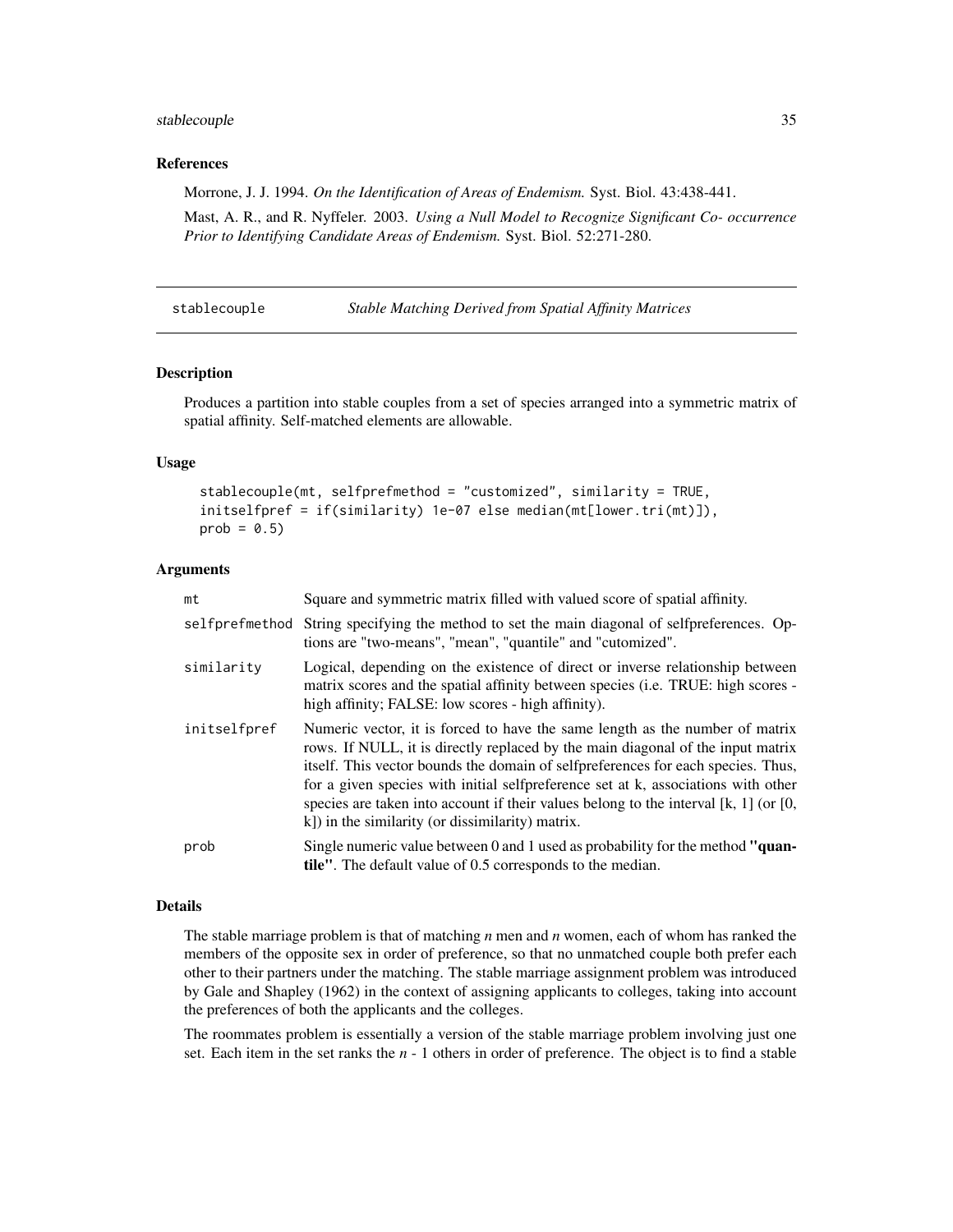### References

Morrone, J. J. 1994. *On the Identification of Areas of Endemism.* Syst. Biol. 43:438-441.

Mast, A. R., and R. Nyffeler. 2003. *Using a Null Model to Recognize Significant Co- occurrence Prior to Identifying Candidate Areas of Endemism.* Syst. Biol. 52:271-280.

---

## stablecouple — *Stable Matching Derived from Spatial Affinity Matrices*

---

### Description

Produces a partition into stable couples from a set of species arranged into a symmetric matrix of spatial affinity. Self-matched elements are allowable.

### Usage

```
stablecouple(mt, selfprefmethod = "customized", similarity = TRUE,
initselfpref = if(similarity) 1e-07 else median(mt[lower.tri(mt)]),
prob = 0.5)
```

### Arguments

| | |
|---|---|
| mt | Square and symmetric matrix filled with valued score of spatial affinity. |
| selfprefmethod | String specifying the method to set the main diagonal of selfpreferences. Options are "two-means", "mean", "quantile" and "cutomized". |
| similarity | Logical, depending on the existence of direct or inverse relationship between matrix scores and the spatial affinity between species (i.e. TRUE: high scores - high affinity; FALSE: low scores - high affinity). |
| initselfpref | Numeric vector, it is forced to have the same length as the number of matrix rows. If NULL, it is directly replaced by the main diagonal of the input matrix itself. This vector bounds the domain of selfpreferences for each species. Thus, for a given species with initial selfpreference set at k, associations with other species are taken into account if their values belong to the interval [k, 1] (or [0, k]) in the similarity (or dissimilarity) matrix. |
| prob | Single numeric value between 0 and 1 used as probability for the method **"quantile"**. The default value of 0.5 corresponds to the median. |

### Details

The stable marriage problem is that of matching *n* men and *n* women, each of whom has ranked the members of the opposite sex in order of preference, so that no unmatched couple both prefer each other to their partners under the matching. The stable marriage assignment problem was introduced by Gale and Shapley (1962) in the context of assigning applicants to colleges, taking into account the preferences of both the applicants and the colleges.

The roommates problem is essentially a version of the stable marriage problem involving just one set. Each item in the set ranks the *n* - 1 others in order of preference. The object is to find a stable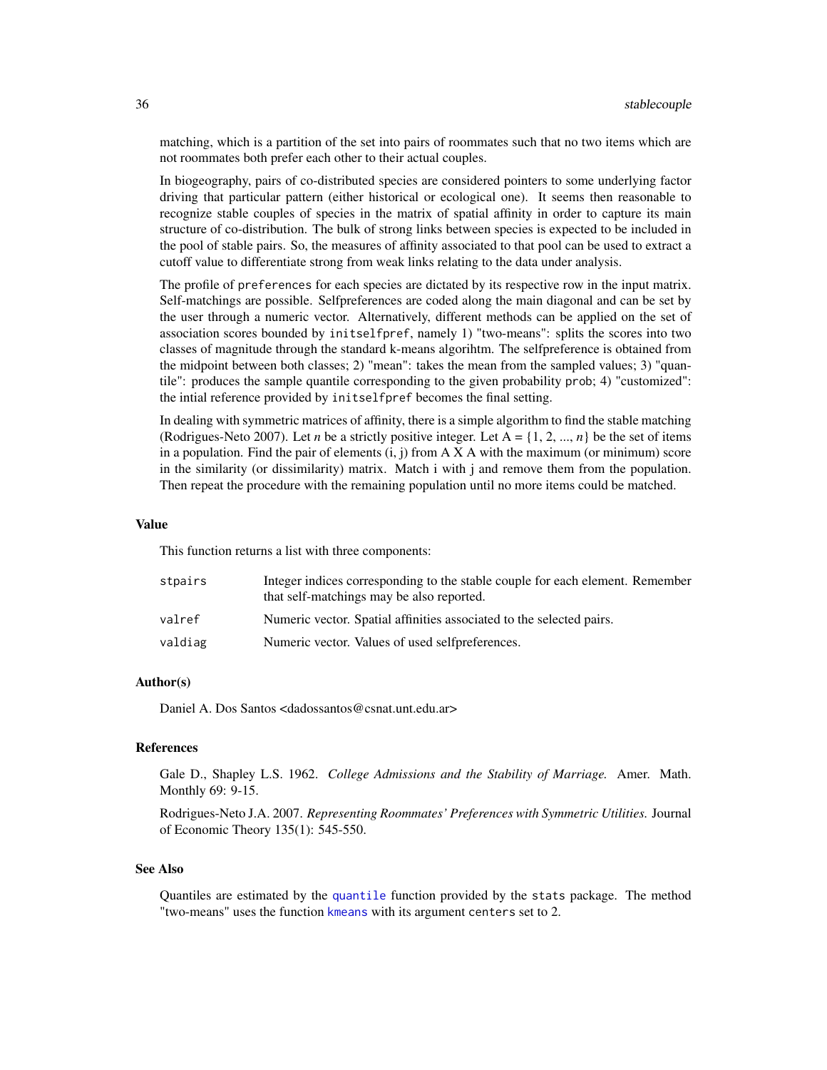matching, which is a partition of the set into pairs of roommates such that no two items which are not roommates both prefer each other to their actual couples.

In biogeography, pairs of co-distributed species are considered pointers to some underlying factor driving that particular pattern (either historical or ecological one). It seems then reasonable to recognize stable couples of species in the matrix of spatial affinity in order to capture its main structure of co-distribution. The bulk of strong links between species is expected to be included in the pool of stable pairs. So, the measures of affinity associated to that pool can be used to extract a cutoff value to differentiate strong from weak links relating to the data under analysis.

The profile of `preferences` for each species are dictated by its respective row in the input matrix. Self-matchings are possible. Selfpreferences are coded along the main diagonal and can be set by the user through a numeric vector. Alternatively, different methods can be applied on the set of association scores bounded by `initselfpref`, namely 1) "two-means": splits the scores into two classes of magnitude through the standard k-means algorihtm. The selfpreference is obtained from the midpoint between both classes; 2) "mean": takes the mean from the sampled values; 3) "quantile": produces the sample quantile corresponding to the given probability `prob`; 4) "customized": the intial reference provided by `initselfpref` becomes the final setting.

In dealing with symmetric matrices of affinity, there is a simple algorithm to find the stable matching (Rodrigues-Neto 2007). Let $n$ be a strictly positive integer. Let A = {1, 2, ..., $n$} be the set of items in a population. Find the pair of elements (i, j) from A X A with the maximum (or minimum) score in the similarity (or dissimilarity) matrix. Match i with j and remove them from the population. Then repeat the procedure with the remaining population until no more items could be matched.

## Value

This function returns a list with three components:

| | |
|---|---|
| `stpairs` | Integer indices corresponding to the stable couple for each element. Remember that self-matchings may be also reported. |
| `valref` | Numeric vector. Spatial affinities associated to the selected pairs. |
| `valdiag` | Numeric vector. Values of used selfpreferences. |

## Author(s)

Daniel A. Dos Santos <dadossantos@csnat.unt.edu.ar>

## References

Gale D., Shapley L.S. 1962. *College Admissions and the Stability of Marriage.* Amer. Math. Monthly 69: 9-15.

Rodrigues-Neto J.A. 2007. *Representing Roommates' Preferences with Symmetric Utilities.* Journal of Economic Theory 135(1): 545-550.

## See Also

Quantiles are estimated by the `quantile` function provided by the `stats` package. The method "two-means" uses the function `kmeans` with its argument `centers` set to 2.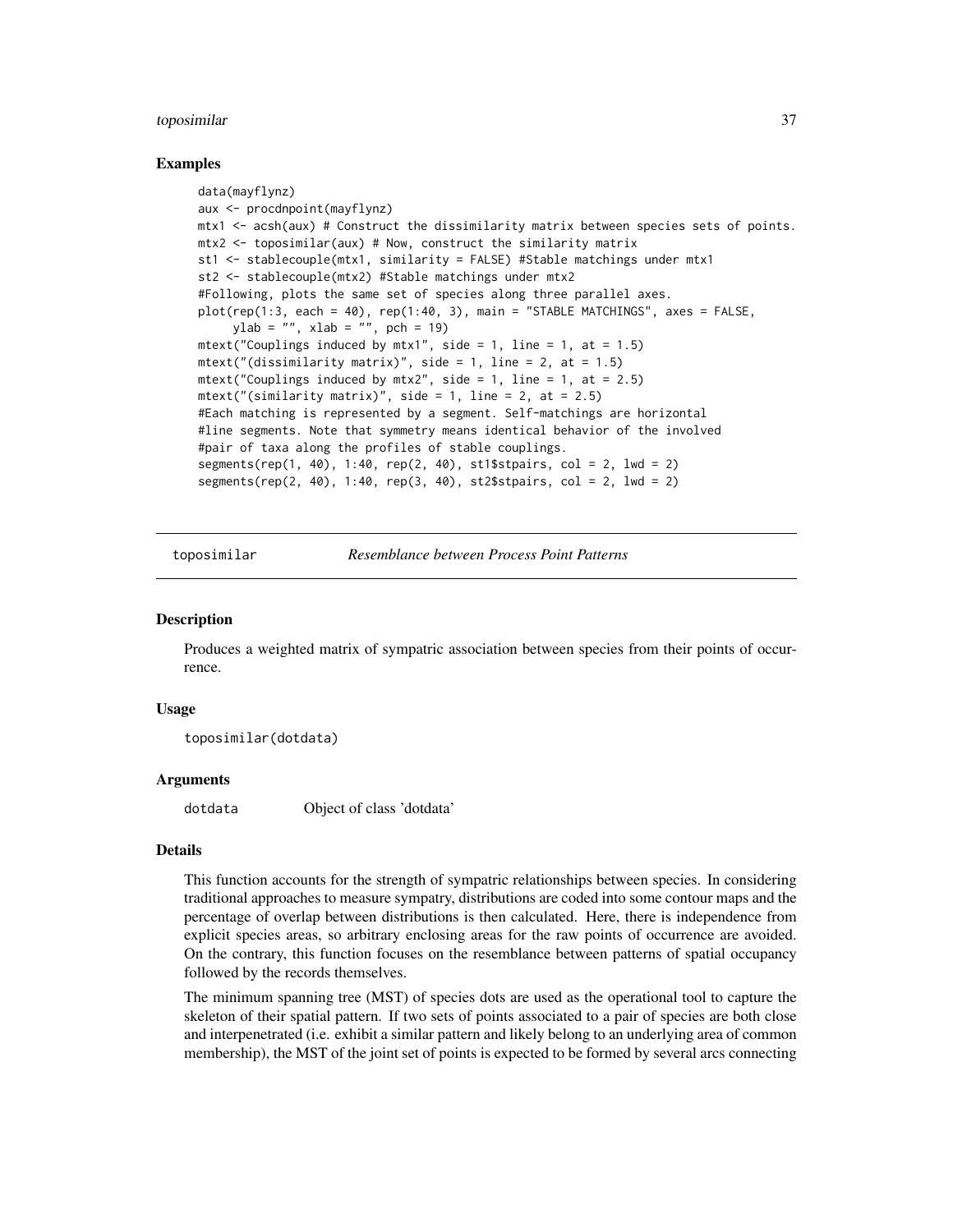## Examples

```
data(mayflynz)
aux <- procdnpoint(mayflynz)
mtx1 <- acsh(aux) # Construct the dissimilarity matrix between species sets of points.
mtx2 <- toposimilar(aux) # Now, construct the similarity matrix
st1 <- stablecouple(mtx1, similarity = FALSE) #Stable matchings under mtx1
st2 <- stablecouple(mtx2) #Stable matchings under mtx2
#Following, plots the same set of species along three parallel axes.
plot(rep(1:3, each = 40), rep(1:40, 3), main = "STABLE MATCHINGS", axes = FALSE,
     ylab = "", xlab = "", pch = 19)
mtext("Couplings induced by mtx1", side = 1, line = 1, at = 1.5)
mtext("(dissimilarity matrix)", side = 1, line = 2, at = 1.5)
mtext("Couplings induced by mtx2", side = 1, line = 1, at = 2.5)
mtext("(similarity matrix)", side = 1, line = 2, at = 2.5)
#Each matching is represented by a segment. Self-matchings are horizontal
#line segments. Note that symmetry means identical behavior of the involved
#pair of taxa along the profiles of stable couplings.
segments(rep(1, 40), 1:40, rep(2, 40), st1$stpairs, col = 2, lwd = 2)
segments(rep(2, 40), 1:40, rep(3, 40), st2$stpairs, col = 2, lwd = 2)
```

---

# toposimilar — *Resemblance between Process Point Patterns*

## Description

Produces a weighted matrix of sympatric association between species from their points of occurrence.

## Usage

```
toposimilar(dotdata)
```

## Arguments

| | |
|---|---|
| dotdata | Object of class 'dotdata' |

## Details

This function accounts for the strength of sympatric relationships between species. In considering traditional approaches to measure sympatry, distributions are coded into some contour maps and the percentage of overlap between distributions is then calculated. Here, there is independence from explicit species areas, so arbitrary enclosing areas for the raw points of occurrence are avoided. On the contrary, this function focuses on the resemblance between patterns of spatial occupancy followed by the records themselves.

The minimum spanning tree (MST) of species dots are used as the operational tool to capture the skeleton of their spatial pattern. If two sets of points associated to a pair of species are both close and interpenetrated (i.e. exhibit a similar pattern and likely belong to an underlying area of common membership), the MST of the joint set of points is expected to be formed by several arcs connecting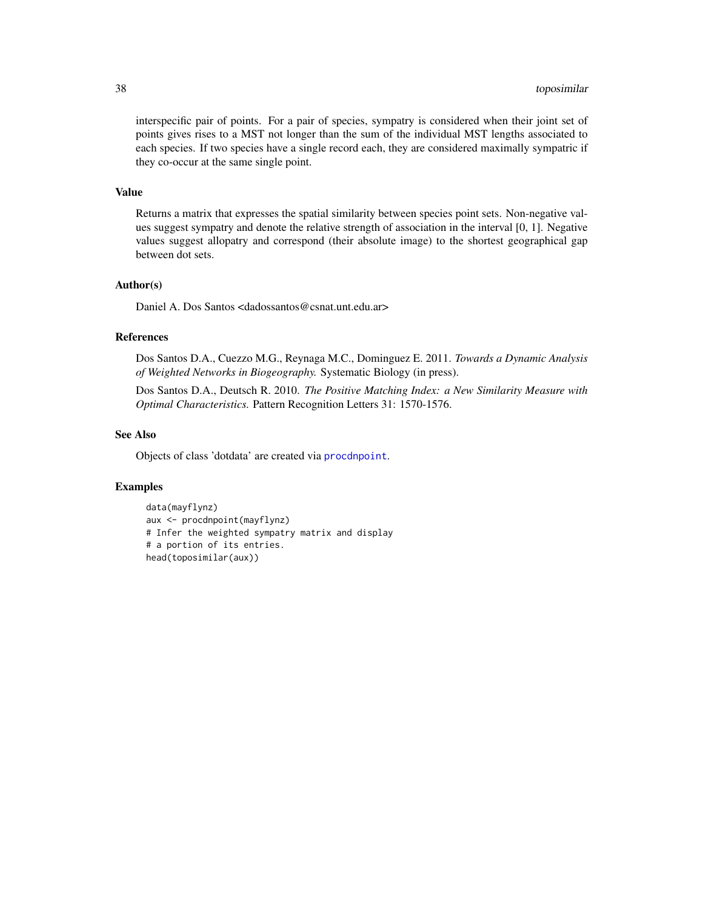interspecific pair of points. For a pair of species, sympatry is considered when their joint set of points gives rises to a MST not longer than the sum of the individual MST lengths associated to each species. If two species have a single record each, they are considered maximally sympatric if they co-occur at the same single point.

## Value

Returns a matrix that expresses the spatial similarity between species point sets. Non-negative values suggest sympatry and denote the relative strength of association in the interval [0, 1]. Negative values suggest allopatry and correspond (their absolute image) to the shortest geographical gap between dot sets.

## Author(s)

Daniel A. Dos Santos <dadossantos@csnat.unt.edu.ar>

## References

Dos Santos D.A., Cuezzo M.G., Reynaga M.C., Dominguez E. 2011. *Towards a Dynamic Analysis of Weighted Networks in Biogeography.* Systematic Biology (in press).

Dos Santos D.A., Deutsch R. 2010. *The Positive Matching Index: a New Similarity Measure with Optimal Characteristics.* Pattern Recognition Letters 31: 1570-1576.

## See Also

Objects of class 'dotdata' are created via `procdnpoint`.

## Examples

```
data(mayflynz)
aux <- procdnpoint(mayflynz)
# Infer the weighted sympatry matrix and display
# a portion of its entries.
head(toposimilar(aux))
```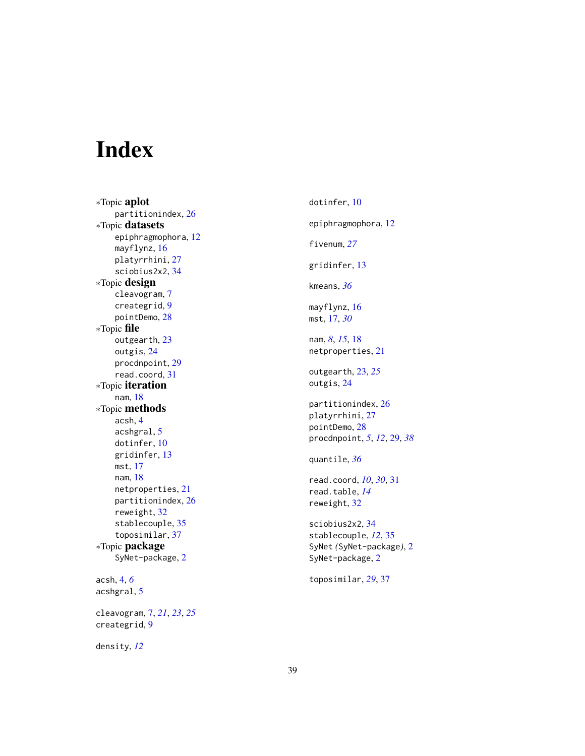# Index

∗Topic **aplot**
  partitionindex, 26
∗Topic **datasets**
  epiphragmophora, 12
  mayflynz, 16
  platyrrhini, 27
  sciobius2x2, 34
∗Topic **design**
  cleavogram, 7
  creategrid, 9
  pointDemo, 28
∗Topic **file**
  outgearth, 23
  outgis, 24
  procdnpoint, 29
  read.coord, 31
∗Topic **iteration**
  nam, 18
∗Topic **methods**
  acsh, 4
  acshgral, 5
  dotinfer, 10
  gridinfer, 13
  mst, 17
  nam, 18
  netproperties, 21
  partitionindex, 26
  reweight, 32
  stablecouple, 35
  toposimilar, 37
∗Topic **package**
  SyNet-package, 2

acsh, 4, *6*
acshgral, 5

cleavogram, 7, *21*, *23*, *25*
creategrid, 9

density, *12*
dotinfer, 10

epiphragmophora, 12

fivenum, *27*

gridinfer, 13

kmeans, *36*

mayflynz, 16
mst, 17, *30*

nam, *8*, *15*, 18
netproperties, 21

outgearth, 23, *25*
outgis, 24

partitionindex, 26
platyrrhini, 27
pointDemo, 28
procdnpoint, *5*, *12*, 29, *38*

quantile, *36*

read.coord, *10*, *30*, 31
read.table, *14*
reweight, 32

sciobius2x2, 34
stablecouple, *12*, 35
SyNet *(*SyNet-package*)*, 2
SyNet-package, 2

toposimilar, *29*, 37